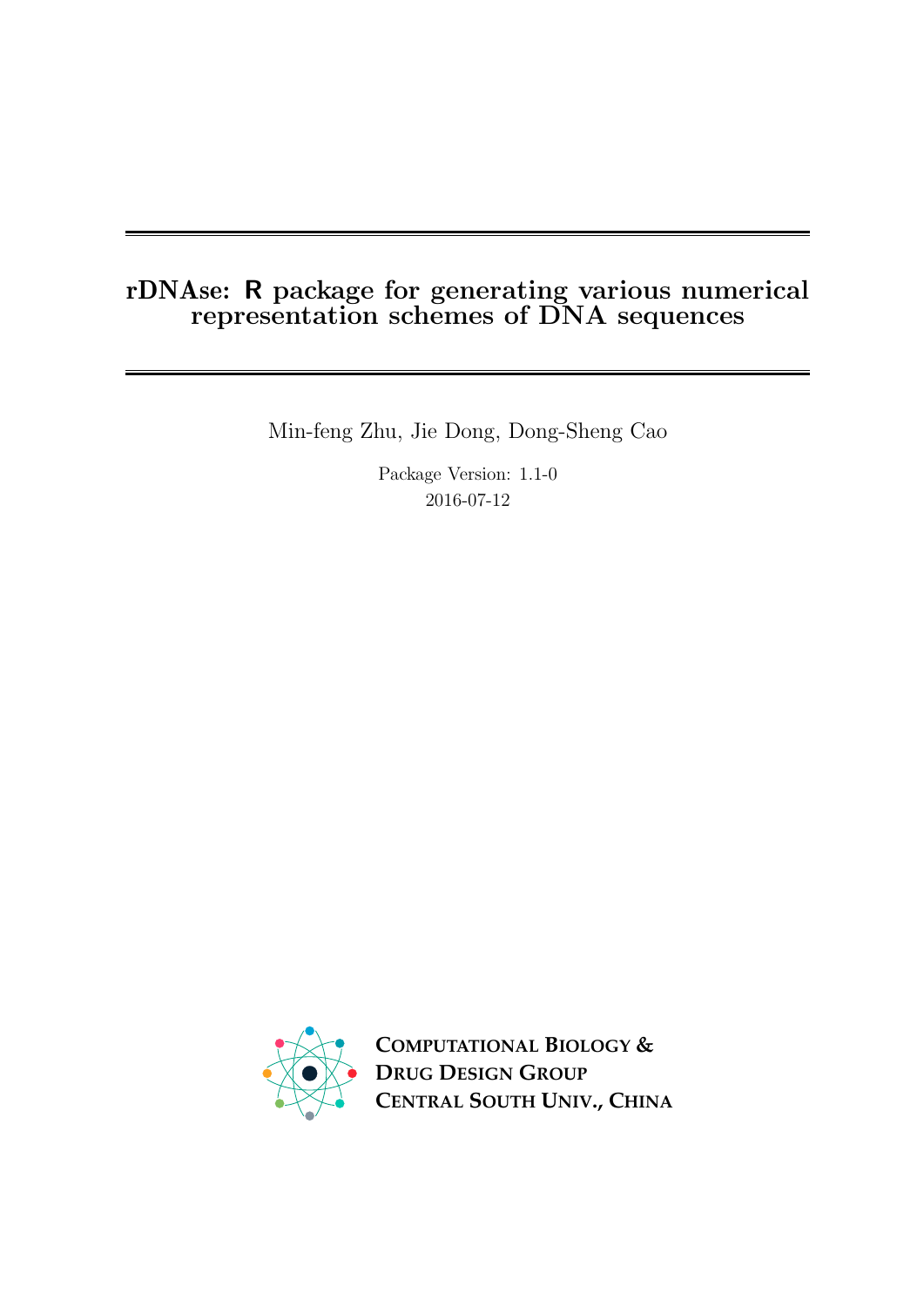# rDNAse: R package for generating various numerical representation schemes of DNA sequences

Min-feng Zhu, Jie Dong, Dong-Sheng Cao

Package Version: 1.1-0

2016-07-12

COMPUTATIONAL BIOLOGY &
DRUG DESIGN GROUP
CENTRAL SOUTH UNIV., CHINA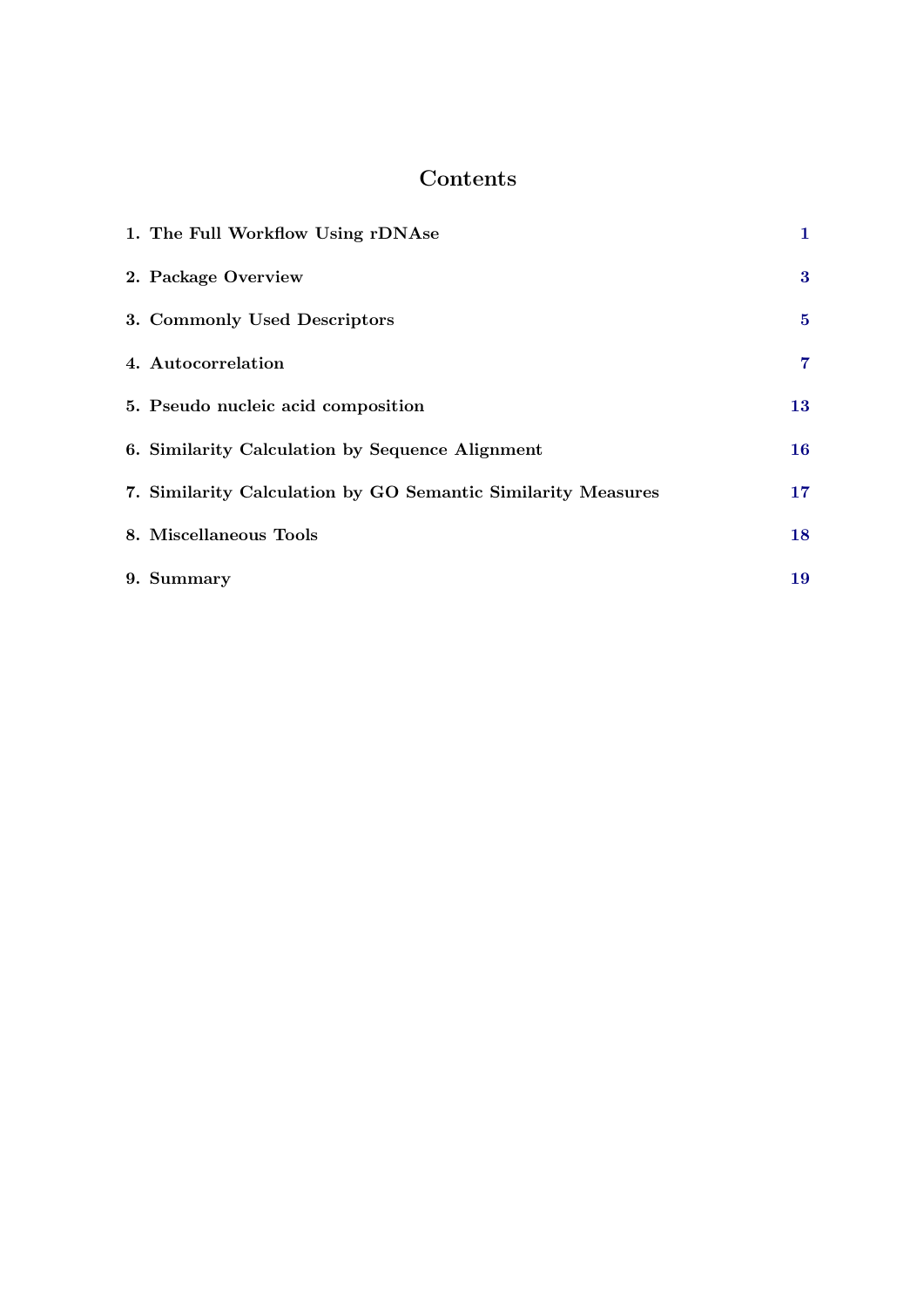# Contents

| | |
|---|---|
| **1. The Full Workflow Using rDNAse** | **1** |
| **2. Package Overview** | **3** |
| **3. Commonly Used Descriptors** | **5** |
| **4. Autocorrelation** | **7** |
| **5. Pseudo nucleic acid composition** | **13** |
| **6. Similarity Calculation by Sequence Alignment** | **16** |
| **7. Similarity Calculation by GO Semantic Similarity Measures** | **17** |
| **8. Miscellaneous Tools** | **18** |
| **9. Summary** | **19** |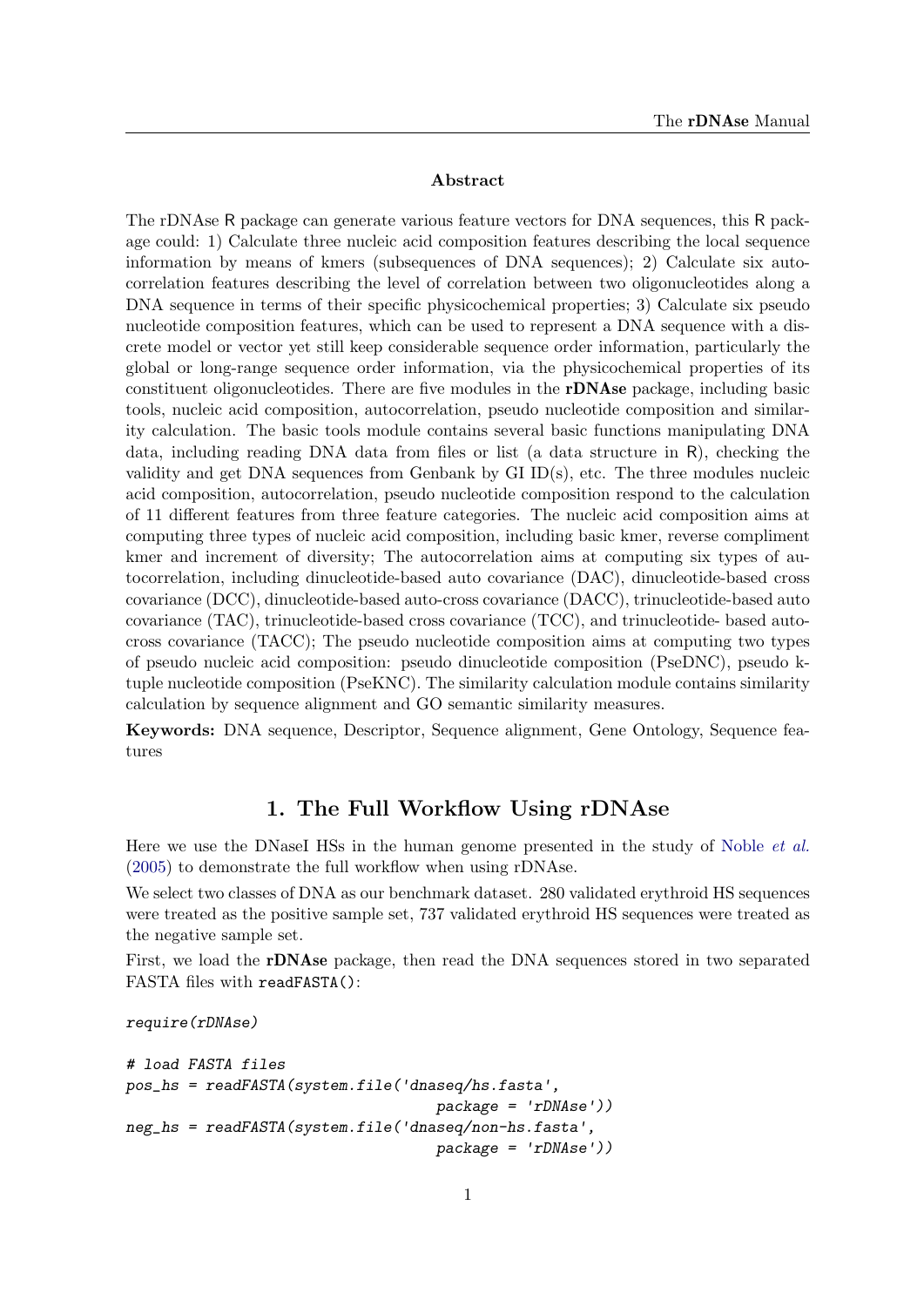**Abstract**

The rDNAse R package can generate various feature vectors for DNA sequences, this R package could: 1) Calculate three nucleic acid composition features describing the local sequence information by means of kmers (subsequences of DNA sequences); 2) Calculate six autocorrelation features describing the level of correlation between two oligonucleotides along a DNA sequence in terms of their specific physicochemical properties; 3) Calculate six pseudo nucleotide composition features, which can be used to represent a DNA sequence with a discrete model or vector yet still keep considerable sequence order information, particularly the global or long-range sequence order information, via the physicochemical properties of its constituent oligonucleotides. There are five modules in the **rDNAse** package, including basic tools, nucleic acid composition, autocorrelation, pseudo nucleotide composition and similarity calculation. The basic tools module contains several basic functions manipulating DNA data, including reading DNA data from files or list (a data structure in R), checking the validity and get DNA sequences from Genbank by GI ID(s), etc. The three modules nucleic acid composition, autocorrelation, pseudo nucleotide composition respond to the calculation of 11 different features from three feature categories. The nucleic acid composition aims at computing three types of nucleic acid composition, including basic kmer, reverse compliment kmer and increment of diversity; The autocorrelation aims at computing six types of autocorrelation, including dinucleotide-based auto covariance (DAC), dinucleotide-based cross covariance (DCC), dinucleotide-based auto-cross covariance (DACC), trinucleotide-based auto covariance (TAC), trinucleotide-based cross covariance (TCC), and trinucleotide- based auto-cross covariance (TACC); The pseudo nucleotide composition aims at computing two types of pseudo nucleic acid composition: pseudo dinucleotide composition (PseDNC), pseudo k-tuple nucleotide composition (PseKNC). The similarity calculation module contains similarity calculation by sequence alignment and GO semantic similarity measures.

**Keywords:** DNA sequence, Descriptor, Sequence alignment, Gene Ontology, Sequence features

## 1. The Full Workflow Using rDNAse

Here we use the DNaseI HSs in the human genome presented in the study of Noble *et al.* (2005) to demonstrate the full workflow when using rDNAse.

We select two classes of DNA as our benchmark dataset. 280 validated erythroid HS sequences were treated as the positive sample set, 737 validated erythroid HS sequences were treated as the negative sample set.

First, we load the **rDNAse** package, then read the DNA sequences stored in two separated FASTA files with `readFASTA()`:

```
require(rDNAse)

# load FASTA files
pos_hs = readFASTA(system.file('dnaseq/hs.fasta',
                               package = 'rDNAse'))
neg_hs = readFASTA(system.file('dnaseq/non-hs.fasta',
                               package = 'rDNAse'))
```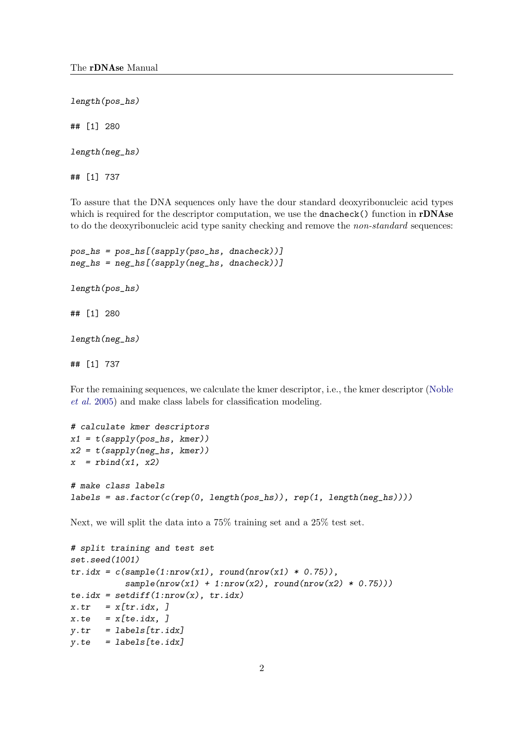```
length(pos_hs)
```

```
## [1] 280
```

```
length(neg_hs)
```

```
## [1] 737
```

To assure that the DNA sequences only have the dour standard deoxyribonucleic acid types which is required for the descriptor computation, we use the `dnacheck()` function in **rDNAse** to do the deoxyribonucleic acid type sanity checking and remove the *non-standard* sequences:

```
pos_hs = pos_hs[(sapply(pso_hs, dnacheck))]
neg_hs = neg_hs[(sapply(neg_hs, dnacheck))]
```

```
length(pos_hs)
```

```
## [1] 280
```

```
length(neg_hs)
```

```
## [1] 737
```

For the remaining sequences, we calculate the kmer descriptor, i.e., the kmer descriptor (Noble *et al.* 2005) and make class labels for classification modeling.

```
# calculate kmer descriptors
x1 = t(sapply(pos_hs, kmer))
x2 = t(sapply(neg_hs, kmer))
x  = rbind(x1, x2)

# make class labels
labels = as.factor(c(rep(0, length(pos_hs)), rep(1, length(neg_hs))))
```

Next, we will split the data into a 75% training set and a 25% test set.

```
# split training and test set
set.seed(1001)
tr.idx = c(sample(1:nrow(x1), round(nrow(x1) * 0.75)),
           sample(nrow(x1) + 1:nrow(x2), round(nrow(x2) * 0.75)))
te.idx = setdiff(1:nrow(x), tr.idx)
x.tr   = x[tr.idx, ]
x.te   = x[te.idx, ]
y.tr   = labels[tr.idx]
y.te   = labels[te.idx]
```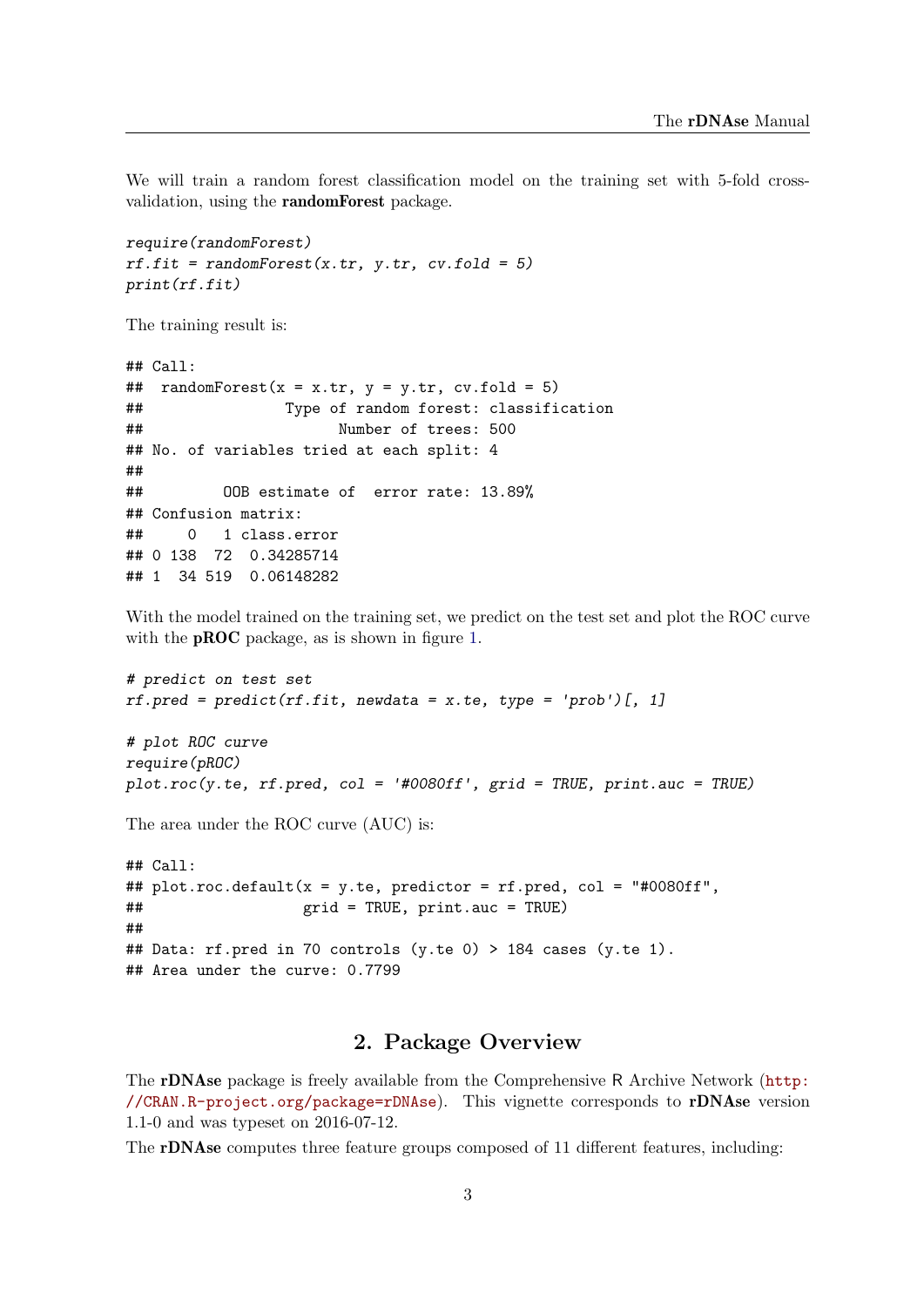We will train a random forest classification model on the training set with 5-fold cross-validation, using the **randomForest** package.

```
require(randomForest)
rf.fit = randomForest(x.tr, y.tr, cv.fold = 5)
print(rf.fit)
```

The training result is:

```
## Call:
##  randomForest(x = x.tr, y = y.tr, cv.fold = 5)
##                Type of random forest: classification
##                      Number of trees: 500
## No. of variables tried at each split: 4
##
##         OOB estimate of  error rate: 13.89%
## Confusion matrix:
##     0   1 class.error
## 0 138  72  0.34285714
## 1  34 519  0.06148282
```

With the model trained on the training set, we predict on the test set and plot the ROC curve with the **pROC** package, as is shown in figure 1.

```
# predict on test set
rf.pred = predict(rf.fit, newdata = x.te, type = 'prob')[, 1]

# plot ROC curve
require(pROC)
plot.roc(y.te, rf.pred, col = '#0080ff', grid = TRUE, print.auc = TRUE)
```

The area under the ROC curve (AUC) is:

```
## Call:
## plot.roc.default(x = y.te, predictor = rf.pred, col = "#0080ff",
##                  grid = TRUE, print.auc = TRUE)
##
## Data: rf.pred in 70 controls (y.te 0) > 184 cases (y.te 1).
## Area under the curve: 0.7799
```

## 2. Package Overview

The **rDNAse** package is freely available from the Comprehensive R Archive Network (http://CRAN.R-project.org/package=rDNAse). This vignette corresponds to **rDNAse** version 1.1-0 and was typeset on 2016-07-12.

The **rDNAse** computes three feature groups composed of 11 different features, including: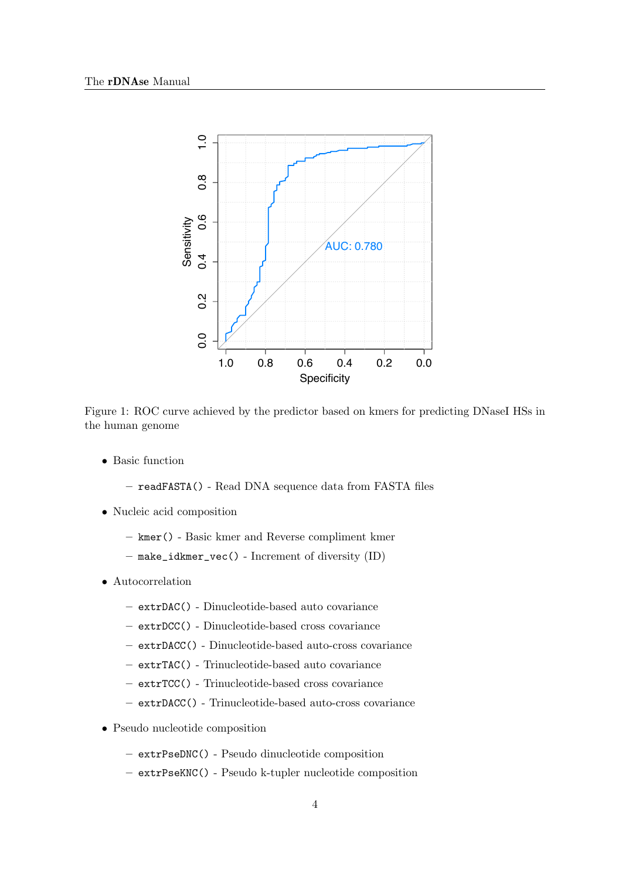Figure 1: ROC curve achieved by the predictor based on kmers for predicting DNaseI HSs in the human genome

- Basic function
  - `readFASTA()` - Read DNA sequence data from FASTA files
- Nucleic acid composition
  - `kmer()` - Basic kmer and Reverse compliment kmer
  - `make_idkmer_vec()` - Increment of diversity (ID)
- Autocorrelation
  - `extrDAC()` - Dinucleotide-based auto covariance
  - `extrDCC()` - Dinucleotide-based cross covariance
  - `extrDACC()` - Dinucleotide-based auto-cross covariance
  - `extrTAC()` - Trinucleotide-based auto covariance
  - `extrTCC()` - Trinucleotide-based cross covariance
  - `extrDACC()` - Trinucleotide-based auto-cross covariance
- Pseudo nucleotide composition
  - `extrPseDNC()` - Pseudo dinucleotide composition
  - `extrPseKNC()` - Pseudo k-tupler nucleotide composition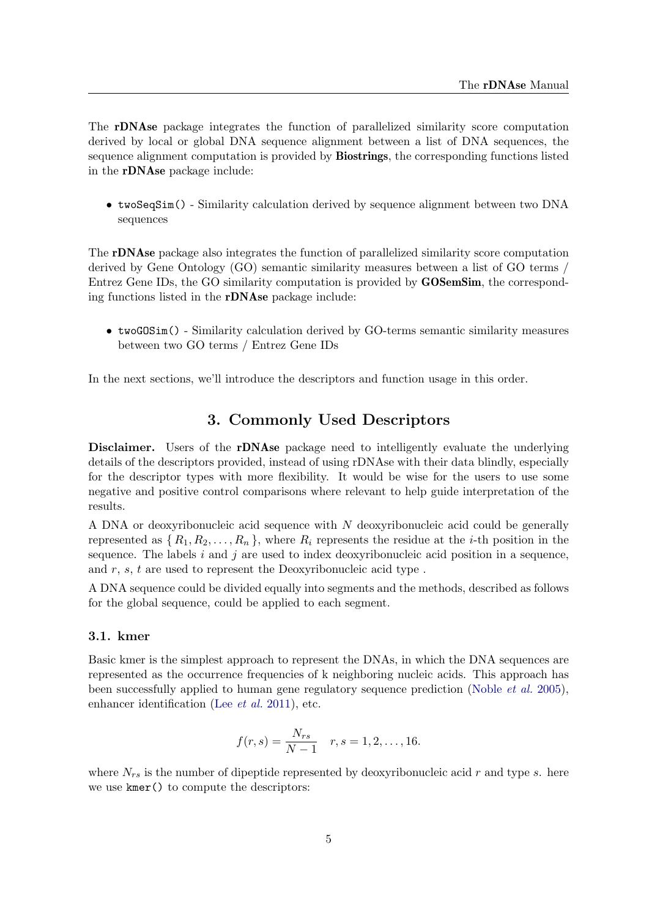The **rDNAse** package integrates the function of parallelized similarity score computation derived by local or global DNA sequence alignment between a list of DNA sequences, the sequence alignment computation is provided by **Biostrings**, the corresponding functions listed in the **rDNAse** package include:

- `twoSeqSim()` - Similarity calculation derived by sequence alignment between two DNA sequences

The **rDNAse** package also integrates the function of parallelized similarity score computation derived by Gene Ontology (GO) semantic similarity measures between a list of GO terms / Entrez Gene IDs, the GO similarity computation is provided by **GOSemSim**, the corresponding functions listed in the **rDNAse** package include:

- `twoGOSim()` - Similarity calculation derived by GO-terms semantic similarity measures between two GO terms / Entrez Gene IDs

In the next sections, we'll introduce the descriptors and function usage in this order.

## 3. Commonly Used Descriptors

**Disclaimer.** Users of the **rDNAse** package need to intelligently evaluate the underlying details of the descriptors provided, instead of using rDNAse with their data blindly, especially for the descriptor types with more flexibility. It would be wise for the users to use some negative and positive control comparisons where relevant to help guide interpretation of the results.

A DNA or deoxyribonucleic acid sequence with $N$ deoxyribonucleic acid could be generally represented as $\{ R_1, R_2, \ldots, R_n \}$, where $R_i$ represents the residue at the $i$-th position in the sequence. The labels $i$ and $j$ are used to index deoxyribonucleic acid position in a sequence, and $r$, $s$, $t$ are used to represent the Deoxyribonucleic acid type .

A DNA sequence could be divided equally into segments and the methods, described as follows for the global sequence, could be applied to each segment.

### 3.1. kmer

Basic kmer is the simplest approach to represent the DNAs, in which the DNA sequences are represented as the occurrence frequencies of k neighboring nucleic acids. This approach has been successfully applied to human gene regulatory sequence prediction (Noble *et al.* 2005), enhancer identification (Lee *et al.* 2011), etc.

$$f(r,s) = \frac{N_{rs}}{N-1} \quad r,s = 1,2,\ldots,16.$$

where $N_{rs}$ is the number of dipeptide represented by deoxyribonucleic acid $r$ and type $s$. here we use `kmer()` to compute the descriptors: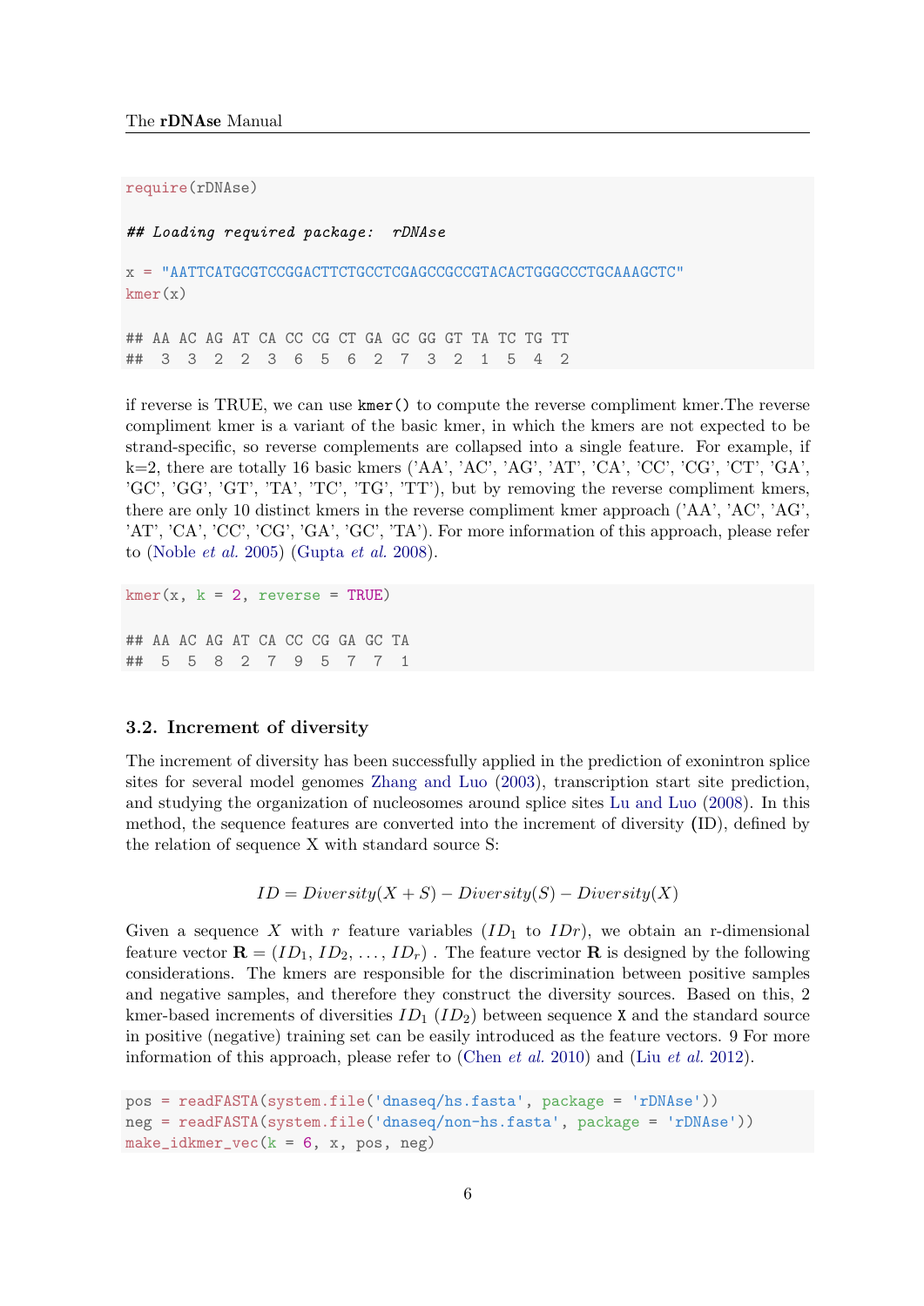```r
require(rDNAse)

## Loading required package:  rDNAse

x = "AATTCATGCGTCCGGACTTCTGCCTCGAGCCGCCGTACACTGGGCCCTGCAAAGCTC"
kmer(x)

## AA AC AG AT CA CC CG CT GA GC GG GT TA TC TG TT
##  3  3  2  2  3  6  5  6  2  7  3  2  1  5  4  2
```

if reverse is TRUE, we can use `kmer()` to compute the reverse compliment kmer.The reverse compliment kmer is a variant of the basic kmer, in which the kmers are not expected to be strand-specific, so reverse complements are collapsed into a single feature. For example, if k=2, there are totally 16 basic kmers ('AA', 'AC', 'AG', 'AT', 'CA', 'CC', 'CG', 'CT', 'GA', 'GC', 'GG', 'GT', 'TA', 'TC', 'TG', 'TT'), but by removing the reverse compliment kmers, there are only 10 distinct kmers in the reverse compliment kmer approach ('AA', 'AC', 'AG', 'AT', 'CA', 'CC', 'CG', 'GA', 'GC', 'TA'). For more information of this approach, please refer to (Noble *et al.* 2005) (Gupta *et al.* 2008).

```r
kmer(x, k = 2, reverse = TRUE)

## AA AC AG AT CA CC CG GA GC TA
##  5  5  8  2  7  9  5  7  7  1
```

### 3.2. Increment of diversity

The increment of diversity has been successfully applied in the prediction of exonintron splice sites for several model genomes Zhang and Luo (2003), transcription start site prediction, and studying the organization of nucleosomes around splice sites Lu and Luo (2008). In this method, the sequence features are converted into the increment of diversity (ID), defined by the relation of sequence X with standard source S:

$$ID = Diversity(X + S) - Diversity(S) - Diversity(X)$$

Given a sequence $X$ with $r$ feature variables ($ID_1$ to $IDr$), we obtain an r-dimensional feature vector $\mathbf{R} = (ID_1, ID_2, \ldots, ID_r)$ . The feature vector $\mathbf{R}$ is designed by the following considerations. The kmers are responsible for the discrimination between positive samples and negative samples, and therefore they construct the diversity sources. Based on this, 2 kmer-based increments of diversities $ID_1$ ($ID_2$) between sequence `X` and the standard source in positive (negative) training set can be easily introduced as the feature vectors. 9 For more information of this approach, please refer to (Chen *et al.* 2010) and (Liu *et al.* 2012).

```r
pos = readFASTA(system.file('dnaseq/hs.fasta', package = 'rDNAse'))
neg = readFASTA(system.file('dnaseq/non-hs.fasta', package = 'rDNAse'))
make_idkmer_vec(k = 6, x, pos, neg)
```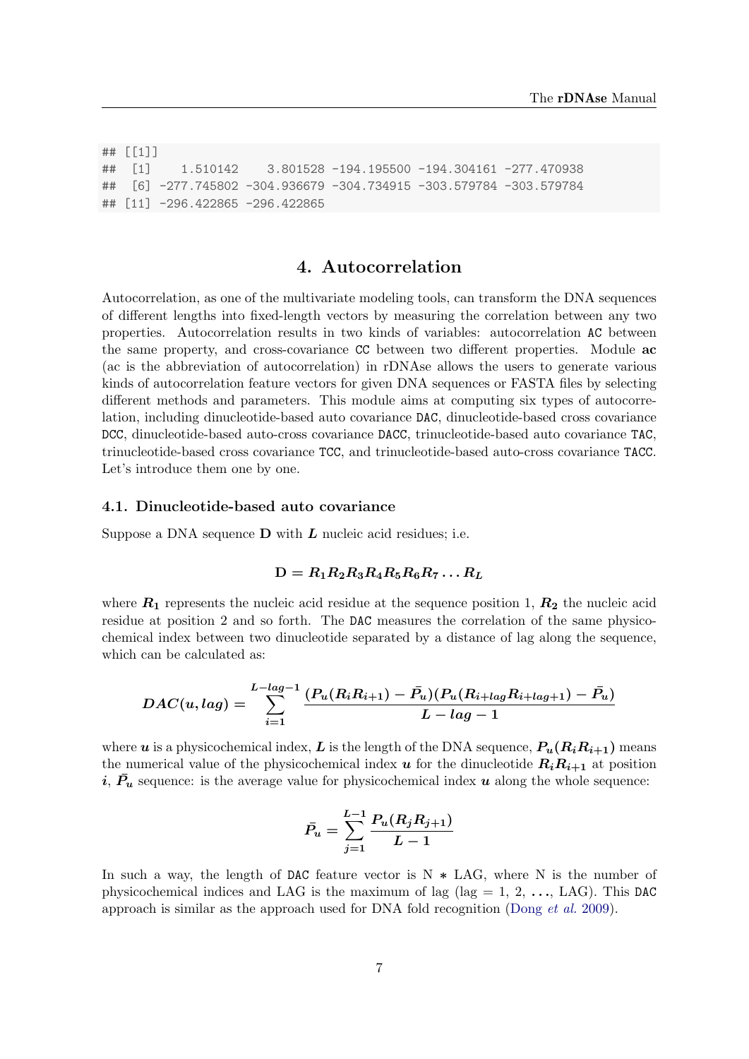```
## [[1]]
##  [1]    1.510142    3.801528 -194.195500 -194.304161 -277.470938
##  [6] -277.745802 -304.936679 -304.734915 -303.579784 -303.579784
## [11] -296.422865 -296.422865
```

## 4. Autocorrelation

Autocorrelation, as one of the multivariate modeling tools, can transform the DNA sequences of different lengths into fixed-length vectors by measuring the correlation between any two properties. Autocorrelation results in two kinds of variables: autocorrelation `AC` between the same property, and cross-covariance `CC` between two different properties. Module **ac** (ac is the abbreviation of autocorrelation) in rDNAse allows the users to generate various kinds of autocorrelation feature vectors for given DNA sequences or FASTA files by selecting different methods and parameters. This module aims at computing six types of autocorrelation, including dinucleotide-based auto covariance `DAC`, dinucleotide-based cross covariance `DCC`, dinucleotide-based auto-cross covariance `DACC`, trinucleotide-based auto covariance `TAC`, trinucleotide-based cross covariance `TCC`, and trinucleotide-based auto-cross covariance `TACC`. Let's introduce them one by one.

### 4.1. Dinucleotide-based auto covariance

Suppose a DNA sequence **D** with $L$ nucleic acid residues; i.e.

$$\mathbf{D} = R_1 R_2 R_3 R_4 R_5 R_6 R_7 \ldots R_L$$

where $R_1$ represents the nucleic acid residue at the sequence position 1, $R_2$ the nucleic acid residue at position 2 and so forth. The `DAC` measures the correlation of the same physicochemical index between two dinucleotide separated by a distance of lag along the sequence, which can be calculated as:

$$DAC(u, lag) = \sum_{i=1}^{L-lag-1} \frac{(P_u(R_i R_{i+1}) - \bar{P_u})(P_u(R_{i+lag} R_{i+lag+1}) - \bar{P_u})}{L - lag - 1}$$

where $u$ is a physicochemical index, $L$ is the length of the DNA sequence, $P_u(R_i R_{i+1})$ means the numerical value of the physicochemical index $u$ for the dinucleotide $R_i R_{i+1}$ at position $i$, $\bar{P_u}$ sequence: is the average value for physicochemical index $u$ along the whole sequence:

$$\bar{P_u} = \sum_{j=1}^{L-1} \frac{P_u(R_j R_{j+1})}{L - 1}$$

In such a way, the length of `DAC` feature vector is N $*$ LAG, where N is the number of physicochemical indices and LAG is the maximum of lag (lag = 1, 2, ..., LAG). This `DAC` approach is similar as the approach used for DNA fold recognition (Dong *et al.* 2009).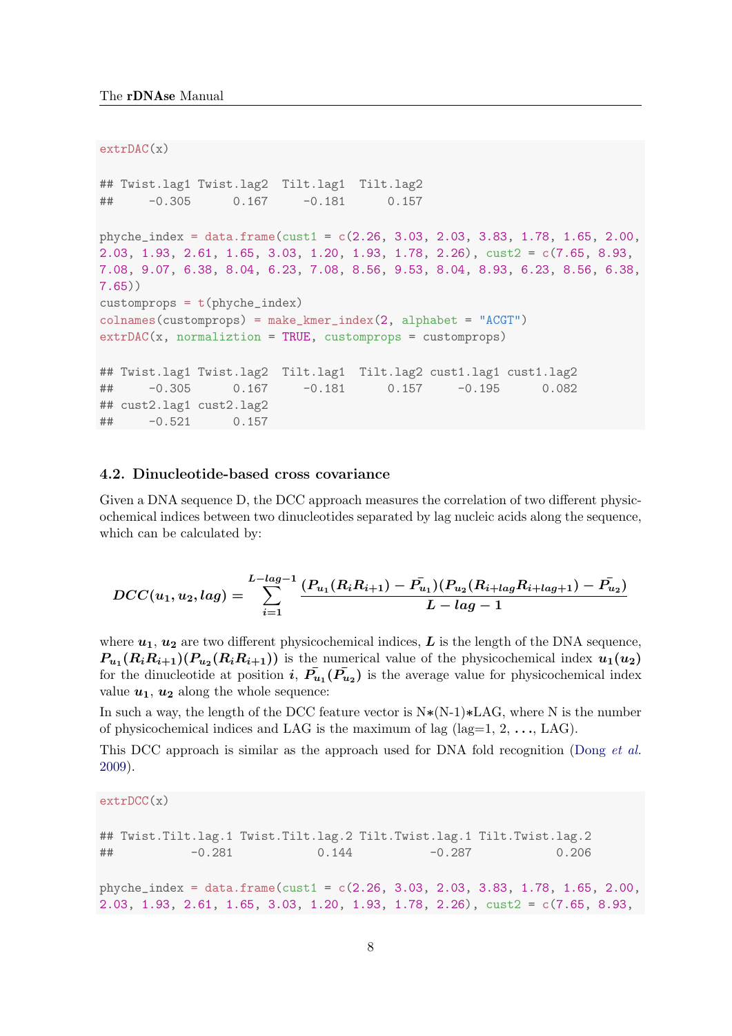```
extrDAC(x)

## Twist.lag1 Twist.lag2  Tilt.lag1  Tilt.lag2
##     -0.305      0.167     -0.181      0.157

phyche_index = data.frame(cust1 = c(2.26, 3.03, 2.03, 3.83, 1.78, 1.65, 2.00,
2.03, 1.93, 2.61, 1.65, 3.03, 1.20, 1.93, 1.78, 2.26), cust2 = c(7.65, 8.93,
7.08, 9.07, 6.38, 8.04, 6.23, 7.08, 8.56, 9.53, 8.04, 8.93, 6.23, 8.56, 6.38,
7.65))
customprops = t(phyche_index)
colnames(customprops) = make_kmer_index(2, alphabet = "ACGT")
extrDAC(x, normaliztion = TRUE, customprops = customprops)

## Twist.lag1 Twist.lag2  Tilt.lag1  Tilt.lag2 cust1.lag1 cust1.lag2
##     -0.305      0.167     -0.181      0.157     -0.195      0.082
## cust2.lag1 cust2.lag2
##     -0.521      0.157
```

### 4.2. Dinucleotide-based cross covariance

Given a DNA sequence D, the DCC approach measures the correlation of two different physicochemical indices between two dinucleotides separated by lag nucleic acids along the sequence, which can be calculated by:

$$DCC(u_1, u_2, lag) = \sum_{i=1}^{L-lag-1} \frac{(P_{u_1}(R_i R_{i+1}) - \bar{P_{u_1}})(P_{u_2}(R_{i+lag} R_{i+lag+1}) - \bar{P_{u_2}})}{L - lag - 1}$$

where $u_1$, $u_2$ are two different physicochemical indices, $L$ is the length of the DNA sequence, $P_{u_1}(R_i R_{i+1})(P_{u_2}(R_i R_{i+1}))$ is the numerical value of the physicochemical index $u_1(u_2)$ for the dinucleotide at position $i$, $\bar{P_{u_1}}(\bar{P_{u_2}})$ is the average value for physicochemical index value $u_1$, $u_2$ along the whole sequence:

In such a way, the length of the DCC feature vector is N∗(N-1)∗LAG, where N is the number of physicochemical indices and LAG is the maximum of lag (lag=1, 2, . . ., LAG).

This DCC approach is similar as the approach used for DNA fold recognition (Dong *et al.* 2009).

```
extrDCC(x)

## Twist.Tilt.lag.1 Twist.Tilt.lag.2 Tilt.Twist.lag.1 Tilt.Twist.lag.2
##           -0.281            0.144           -0.287            0.206

phyche_index = data.frame(cust1 = c(2.26, 3.03, 2.03, 3.83, 1.78, 1.65, 2.00,
2.03, 1.93, 2.61, 1.65, 3.03, 1.20, 1.93, 1.78, 2.26), cust2 = c(7.65, 8.93,
```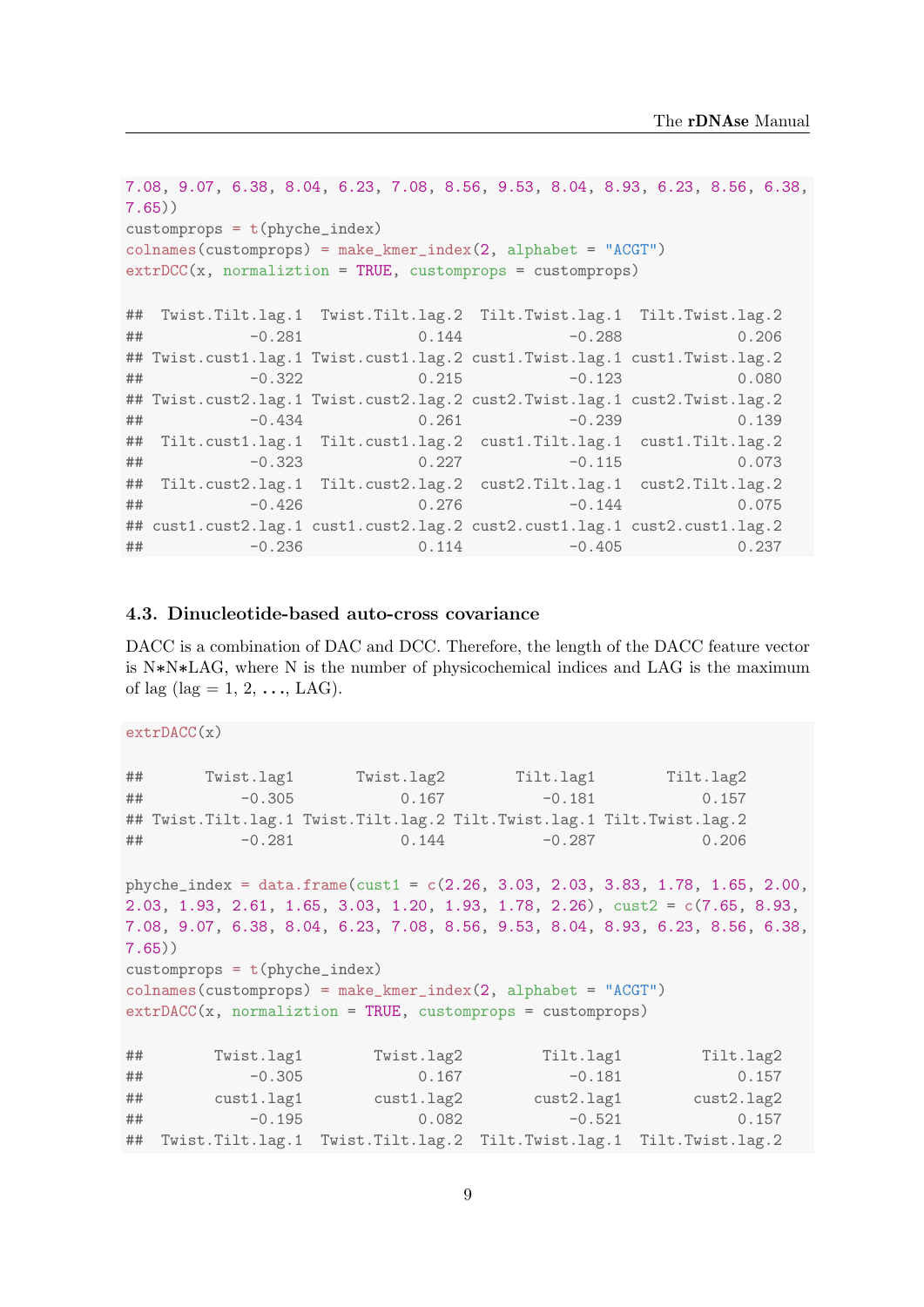```
7.08, 9.07, 6.38, 8.04, 6.23, 7.08, 8.56, 9.53, 8.04, 8.93, 6.23, 8.56, 6.38,
7.65))
customprops = t(phyche_index)
colnames(customprops) = make_kmer_index(2, alphabet = "ACGT")
extrDCC(x, normaliztion = TRUE, customprops = customprops)

##  Twist.Tilt.lag.1  Twist.Tilt.lag.2  Tilt.Twist.lag.1  Tilt.Twist.lag.2
##            -0.281             0.144            -0.288             0.206
## Twist.cust1.lag.1 Twist.cust1.lag.2 cust1.Twist.lag.1 cust1.Twist.lag.2
##            -0.322             0.215            -0.123             0.080
## Twist.cust2.lag.1 Twist.cust2.lag.2 cust2.Twist.lag.1 cust2.Twist.lag.2
##            -0.434             0.261            -0.239             0.139
##  Tilt.cust1.lag.1  Tilt.cust1.lag.2  cust1.Tilt.lag.1  cust1.Tilt.lag.2
##            -0.323             0.227            -0.115             0.073
##  Tilt.cust2.lag.1  Tilt.cust2.lag.2  cust2.Tilt.lag.1  cust2.Tilt.lag.2
##            -0.426             0.276            -0.144             0.075
## cust1.cust2.lag.1 cust1.cust2.lag.2 cust2.cust1.lag.1 cust2.cust1.lag.2
##            -0.236             0.114            -0.405             0.237
```

### 4.3. Dinucleotide-based auto-cross covariance

DACC is a combination of DAC and DCC. Therefore, the length of the DACC feature vector is N*N*LAG, where N is the number of physicochemical indices and LAG is the maximum of lag (lag = 1, 2, ..., LAG).

```
extrDACC(x)

##       Twist.lag1       Twist.lag2        Tilt.lag1        Tilt.lag2
##           -0.305            0.167           -0.181            0.157
## Twist.Tilt.lag.1 Twist.Tilt.lag.2 Tilt.Twist.lag.1 Tilt.Twist.lag.2
##           -0.281            0.144           -0.287            0.206

phyche_index = data.frame(cust1 = c(2.26, 3.03, 2.03, 3.83, 1.78, 1.65, 2.00,
2.03, 1.93, 2.61, 1.65, 3.03, 1.20, 1.93, 1.78, 2.26), cust2 = c(7.65, 8.93,
7.08, 9.07, 6.38, 8.04, 6.23, 7.08, 8.56, 9.53, 8.04, 8.93, 6.23, 8.56, 6.38,
7.65))
customprops = t(phyche_index)
colnames(customprops) = make_kmer_index(2, alphabet = "ACGT")
extrDACC(x, normaliztion = TRUE, customprops = customprops)

##        Twist.lag1        Twist.lag2         Tilt.lag1         Tilt.lag2
##            -0.305             0.167            -0.181             0.157
##        cust1.lag1        cust1.lag2        cust2.lag1        cust2.lag2
##            -0.195             0.082            -0.521             0.157
##  Twist.Tilt.lag.1  Twist.Tilt.lag.2  Tilt.Twist.lag.1  Tilt.Twist.lag.2
```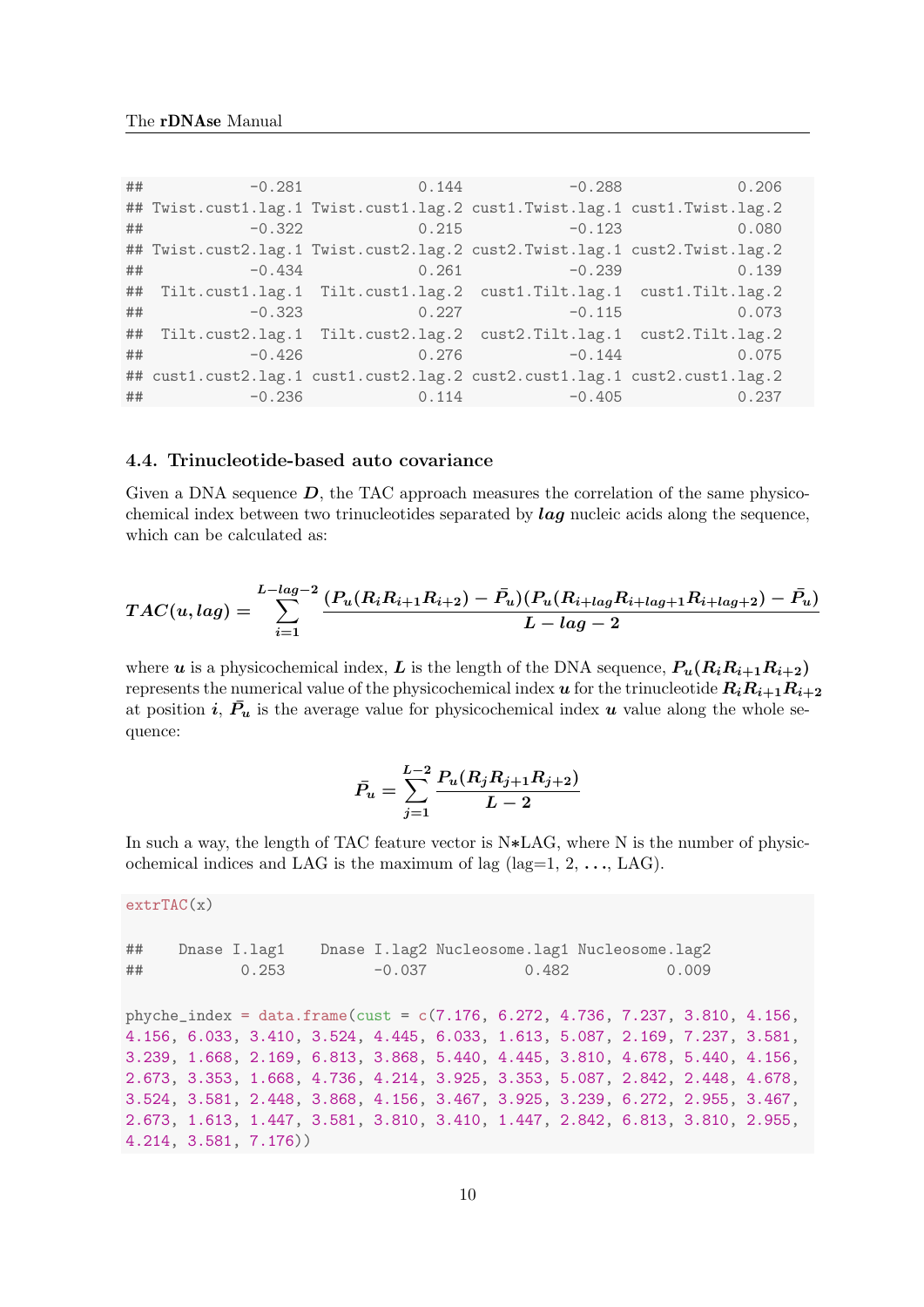```
##           -0.281             0.144            -0.288             0.206
## Twist.cust1.lag.1 Twist.cust1.lag.2 cust1.Twist.lag.1 cust1.Twist.lag.2
##           -0.322             0.215            -0.123             0.080
## Twist.cust2.lag.1 Twist.cust2.lag.2 cust2.Twist.lag.1 cust2.Twist.lag.2
##           -0.434             0.261            -0.239             0.139
##  Tilt.cust1.lag.1  Tilt.cust1.lag.2  cust1.Tilt.lag.1  cust1.Tilt.lag.2
##           -0.323             0.227            -0.115             0.073
##  Tilt.cust2.lag.1  Tilt.cust2.lag.2  cust2.Tilt.lag.1  cust2.Tilt.lag.2
##           -0.426             0.276            -0.144             0.075
## cust1.cust2.lag.1 cust1.cust2.lag.2 cust2.cust1.lag.1 cust2.cust1.lag.2
##           -0.236             0.114            -0.405             0.237
```

### 4.4. Trinucleotide-based auto covariance

Given a DNA sequence $\boldsymbol{D}$, the TAC approach measures the correlation of the same physicochemical index between two trinucleotides separated by $\boldsymbol{lag}$ nucleic acids along the sequence, which can be calculated as:

$$TAC(u, lag) = \sum_{i=1}^{L-lag-2} \frac{(P_u(R_i R_{i+1} R_{i+2}) - \bar{P_u})(P_u(R_{i+lag} R_{i+lag+1} R_{i+lag+2}) - \bar{P_u})}{L - lag - 2}$$

where $\boldsymbol{u}$ is a physicochemical index, $\boldsymbol{L}$ is the length of the DNA sequence, $P_u(R_i R_{i+1} R_{i+2})$ represents the numerical value of the physicochemical index $\boldsymbol{u}$ for the trinucleotide $R_i R_{i+1} R_{i+2}$ at position $\boldsymbol{i}$, $\bar{P_u}$ is the average value for physicochemical index $\boldsymbol{u}$ value along the whole sequence:

$$\bar{P_u} = \sum_{j=1}^{L-2} \frac{P_u(R_j R_{j+1} R_{j+2})}{L-2}$$

In such a way, the length of TAC feature vector is N∗LAG, where N is the number of physicochemical indices and LAG is the maximum of lag (lag=1, 2, . . ., LAG).

```
extrTAC(x)

##    Dnase I.lag1    Dnase I.lag2 Nucleosome.lag1 Nucleosome.lag2
##           0.253          -0.037           0.482           0.009

phyche_index = data.frame(cust = c(7.176, 6.272, 4.736, 7.237, 3.810, 4.156,
4.156, 6.033, 3.410, 3.524, 4.445, 6.033, 1.613, 5.087, 2.169, 7.237, 3.581,
3.239, 1.668, 2.169, 6.813, 3.868, 5.440, 4.445, 3.810, 4.678, 5.440, 4.156,
2.673, 3.353, 1.668, 4.736, 4.214, 3.925, 3.353, 5.087, 2.842, 2.448, 4.678,
3.524, 3.581, 2.448, 3.868, 4.156, 3.467, 3.925, 3.239, 6.272, 2.955, 3.467,
2.673, 1.613, 1.447, 3.581, 3.810, 3.410, 1.447, 2.842, 6.813, 3.810, 2.955,
4.214, 3.581, 7.176))
```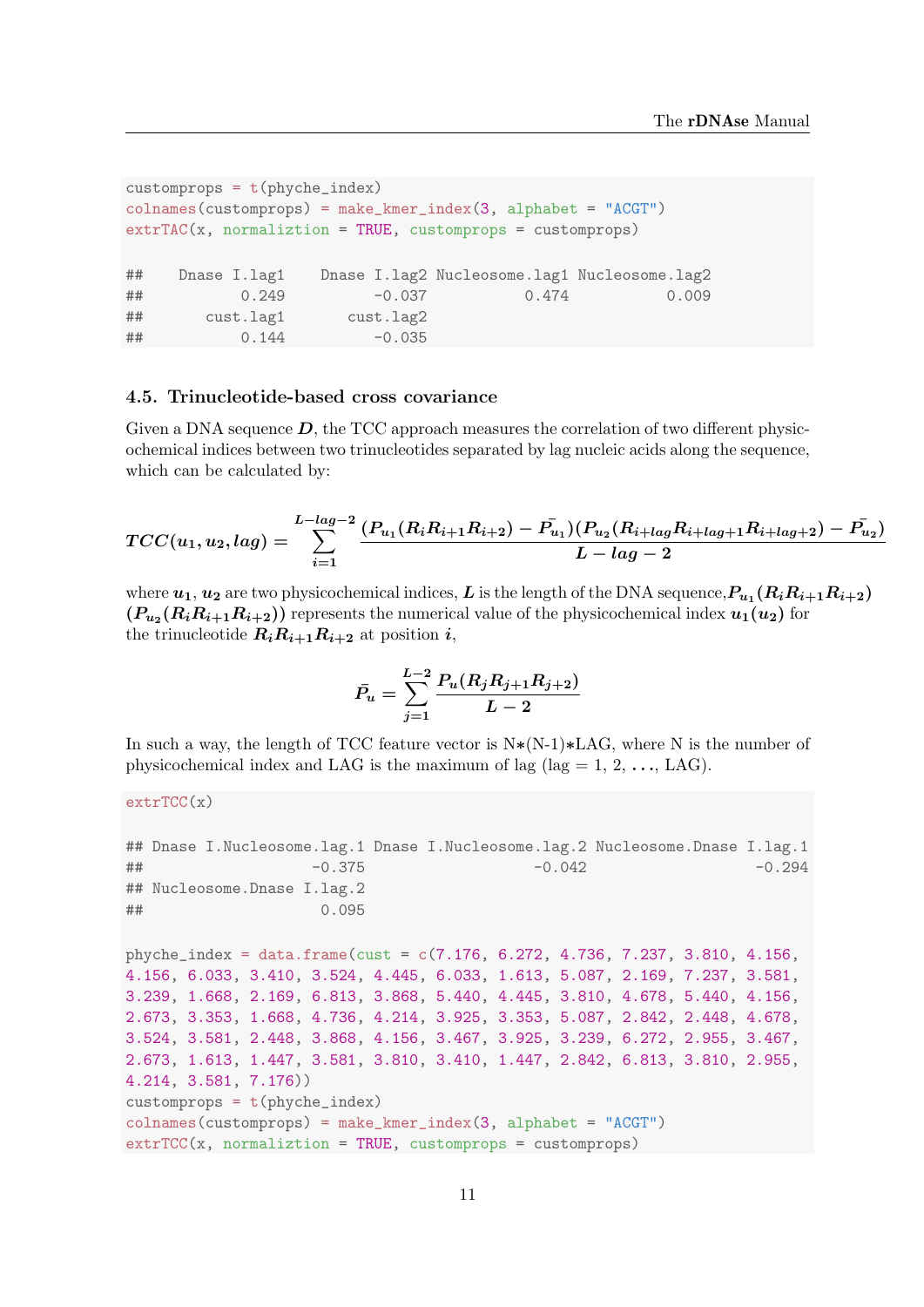```
customprops = t(phyche_index)
colnames(customprops) = make_kmer_index(3, alphabet = "ACGT")
extrTAC(x, normaliztion = TRUE, customprops = customprops)

##    Dnase I.lag1    Dnase I.lag2 Nucleosome.lag1 Nucleosome.lag2
##           0.249          -0.037           0.474           0.009
##       cust.lag1       cust.lag2
##           0.144          -0.035
```

### 4.5. Trinucleotide-based cross covariance

Given a DNA sequence $D$, the TCC approach measures the correlation of two different physicochemical indices between two trinucleotides separated by lag nucleic acids along the sequence, which can be calculated by:

$$TCC(u_1, u_2, lag) = \sum_{i=1}^{L-lag-2} \frac{(P_{u_1}(R_i R_{i+1} R_{i+2}) - \bar{P_{u_1}})(P_{u_2}(R_{i+lag} R_{i+lag+1} R_{i+lag+2}) - \bar{P_{u_2}})}{L - lag - 2}$$

where $u_1$, $u_2$ are two physicochemical indices, $L$ is the length of the DNA sequence, $P_{u_1}(R_i R_{i+1} R_{i+2})$ $(P_{u_2}(R_i R_{i+1} R_{i+2}))$ represents the numerical value of the physicochemical index $u_1(u_2)$ for the trinucleotide $R_i R_{i+1} R_{i+2}$ at position $i$,

$$\bar{P_u} = \sum_{j=1}^{L-2} \frac{P_u(R_j R_{j+1} R_{j+2})}{L - 2}$$

In such a way, the length of TCC feature vector is N*(N-1)*LAG, where N is the number of physicochemical index and LAG is the maximum of lag (lag = 1, 2, ..., LAG).

```
extrTCC(x)

## Dnase I.Nucleosome.lag.1 Dnase I.Nucleosome.lag.2 Nucleosome.Dnase I.lag.1
##                   -0.375                   -0.042                   -0.294
## Nucleosome.Dnase I.lag.2
##                    0.095

phyche_index = data.frame(cust = c(7.176, 6.272, 4.736, 7.237, 3.810, 4.156,
4.156, 6.033, 3.410, 3.524, 4.445, 6.033, 1.613, 5.087, 2.169, 7.237, 3.581,
3.239, 1.668, 2.169, 6.813, 3.868, 5.440, 4.445, 3.810, 4.678, 5.440, 4.156,
2.673, 3.353, 1.668, 4.736, 4.214, 3.925, 3.353, 5.087, 2.842, 2.448, 4.678,
3.524, 3.581, 2.448, 3.868, 4.156, 3.467, 3.925, 3.239, 6.272, 2.955, 3.467,
2.673, 1.613, 1.447, 3.581, 3.810, 3.410, 1.447, 2.842, 6.813, 3.810, 2.955,
4.214, 3.581, 7.176))
customprops = t(phyche_index)
colnames(customprops) = make_kmer_index(3, alphabet = "ACGT")
extrTCC(x, normaliztion = TRUE, customprops = customprops)
```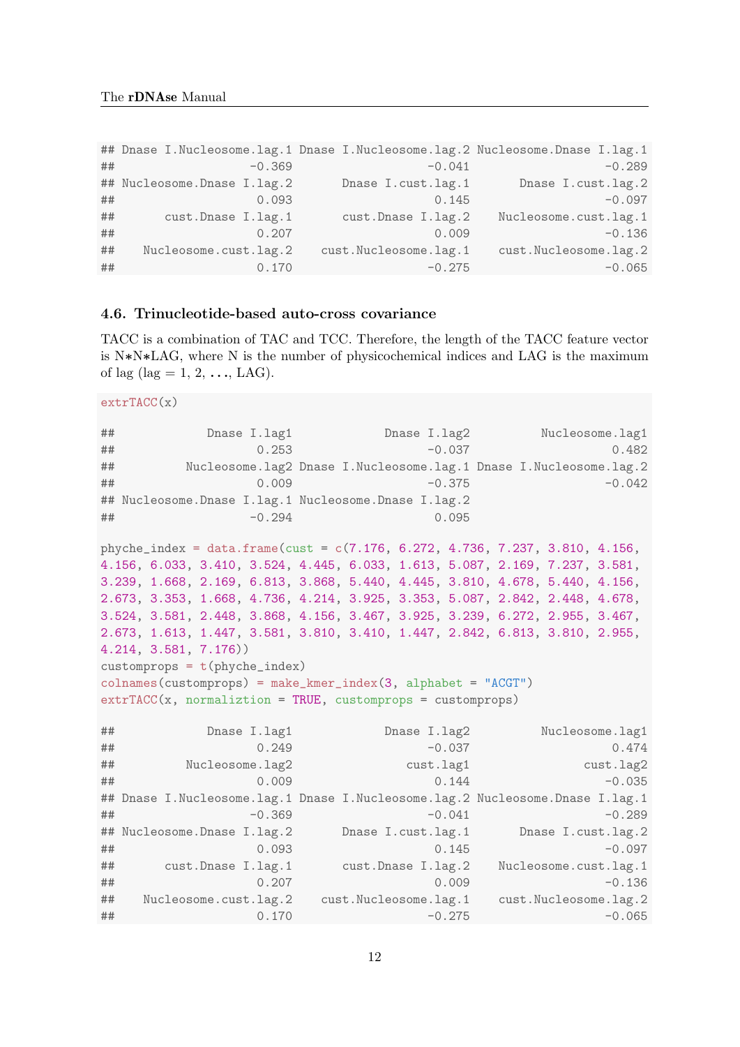```
## Dnase I.Nucleosome.lag.1 Dnase I.Nucleosome.lag.2 Nucleosome.Dnase I.lag.1
##                    -0.369                    -0.041                    -0.289
## Nucleosome.Dnase I.lag.2       Dnase I.cust.lag.1       Dnase I.cust.lag.2
##                    0.093                    0.145                   -0.097
##       cust.Dnase I.lag.1       cust.Dnase I.lag.2    Nucleosome.cust.lag.1
##                    0.207                    0.009                   -0.136
##    Nucleosome.cust.lag.2    cust.Nucleosome.lag.1    cust.Nucleosome.lag.2
##                    0.170                   -0.275                   -0.065
```

### 4.6. Trinucleotide-based auto-cross covariance

TACC is a combination of TAC and TCC. Therefore, the length of the TACC feature vector is N∗N∗LAG, where N is the number of physicochemical indices and LAG is the maximum of lag (lag = 1, 2, . . ., LAG).

```
extrTACC(x)

##             Dnase I.lag1             Dnase I.lag2          Nucleosome.lag1
##                    0.253                   -0.037                    0.482
##          Nucleosome.lag2 Dnase I.Nucleosome.lag.1 Dnase I.Nucleosome.lag.2
##                    0.009                   -0.375                   -0.042
## Nucleosome.Dnase I.lag.1 Nucleosome.Dnase I.lag.2
##                   -0.294                    0.095

phyche_index = data.frame(cust = c(7.176, 6.272, 4.736, 7.237, 3.810, 4.156,
4.156, 6.033, 3.410, 3.524, 4.445, 6.033, 1.613, 5.087, 2.169, 7.237, 3.581,
3.239, 1.668, 2.169, 6.813, 3.868, 5.440, 4.445, 3.810, 4.678, 5.440, 4.156,
2.673, 3.353, 1.668, 4.736, 4.214, 3.925, 3.353, 5.087, 2.842, 2.448, 4.678,
3.524, 3.581, 2.448, 3.868, 4.156, 3.467, 3.925, 3.239, 6.272, 2.955, 3.467,
2.673, 1.613, 1.447, 3.581, 3.810, 3.410, 1.447, 2.842, 6.813, 3.810, 2.955,
4.214, 3.581, 7.176))
customprops = t(phyche_index)
colnames(customprops) = make_kmer_index(3, alphabet = "ACGT")
extrTACC(x, normaliztion = TRUE, customprops = customprops)

##             Dnase I.lag1             Dnase I.lag2          Nucleosome.lag1
##                    0.249                   -0.037                    0.474
##          Nucleosome.lag2                cust.lag1                cust.lag2
##                    0.009                    0.144                   -0.035
## Dnase I.Nucleosome.lag.1 Dnase I.Nucleosome.lag.2 Nucleosome.Dnase I.lag.1
##                   -0.369                   -0.041                   -0.289
## Nucleosome.Dnase I.lag.2       Dnase I.cust.lag.1       Dnase I.cust.lag.2
##                    0.093                    0.145                   -0.097
##       cust.Dnase I.lag.1       cust.Dnase I.lag.2    Nucleosome.cust.lag.1
##                    0.207                    0.009                   -0.136
##    Nucleosome.cust.lag.2    cust.Nucleosome.lag.1    cust.Nucleosome.lag.2
##                    0.170                   -0.275                   -0.065
```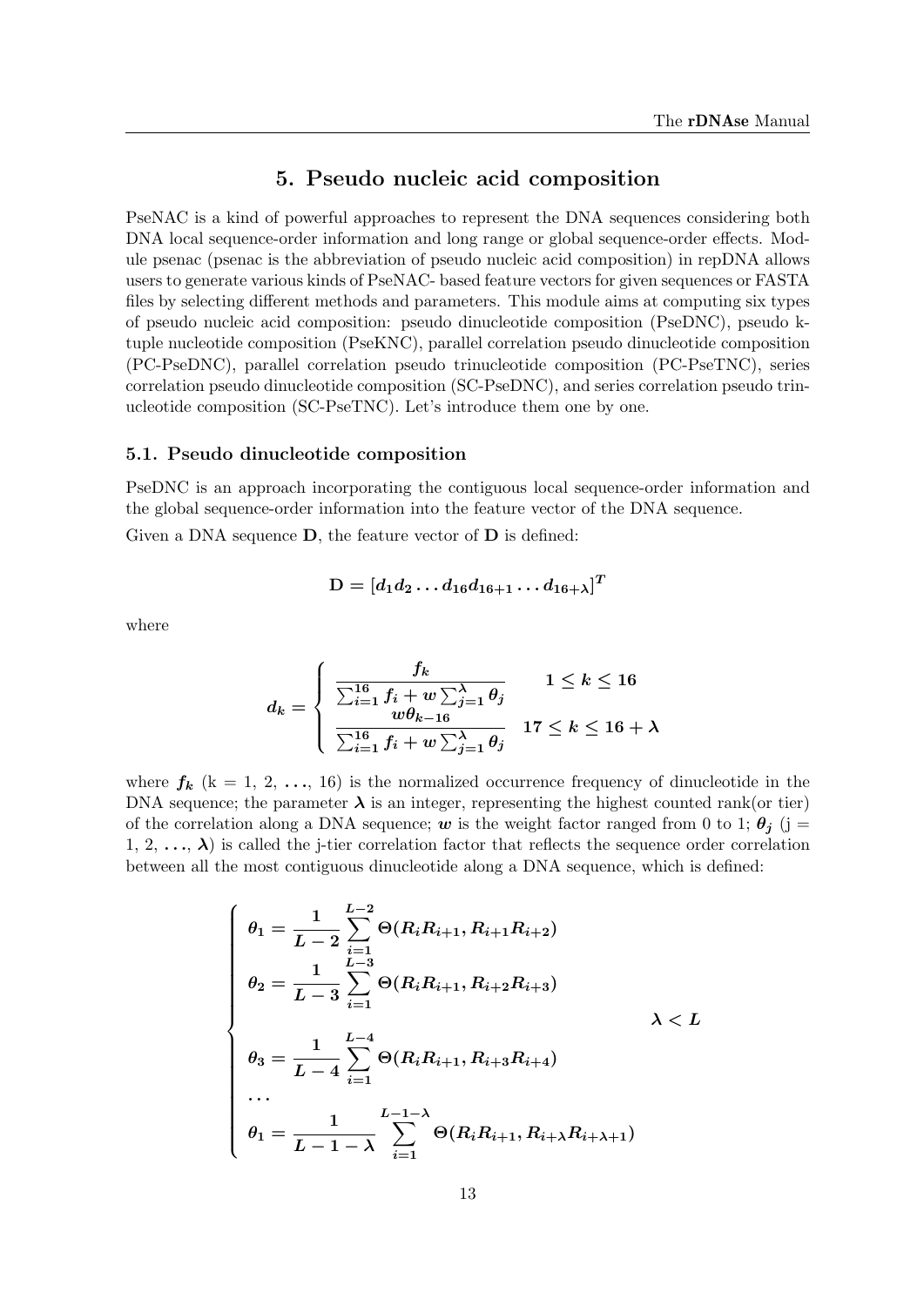## 5. Pseudo nucleic acid composition

PseNAC is a kind of powerful approaches to represent the DNA sequences considering both DNA local sequence-order information and long range or global sequence-order effects. Module psenac (psenac is the abbreviation of pseudo nucleic acid composition) in repDNA allows users to generate various kinds of PseNAC- based feature vectors for given sequences or FASTA files by selecting different methods and parameters. This module aims at computing six types of pseudo nucleic acid composition: pseudo dinucleotide composition (PseDNC), pseudo k-tuple nucleotide composition (PseKNC), parallel correlation pseudo dinucleotide composition (PC-PseDNC), parallel correlation pseudo trinucleotide composition (PC-PseTNC), series correlation pseudo dinucleotide composition (SC-PseDNC), and series correlation pseudo trinucleotide composition (SC-PseTNC). Let's introduce them one by one.

### 5.1. Pseudo dinucleotide composition

PseDNC is an approach incorporating the contiguous local sequence-order information and the global sequence-order information into the feature vector of the DNA sequence.

Given a DNA sequence **D**, the feature vector of **D** is defined:

$$\mathbf{D} = [d_1 d_2 \ldots d_{16} d_{16+1} \ldots d_{16+\lambda}]^T$$

where

$$d_k = \begin{cases} \dfrac{f_k}{\sum_{i=1}^{16} f_i + w \sum_{j=1}^{\lambda} \theta_j} & 1 \le k \le 16 \\ \dfrac{w\theta_{k-16}}{\sum_{i=1}^{16} f_i + w \sum_{j=1}^{\lambda} \theta_j} & 17 \le k \le 16 + \lambda \end{cases}$$

where $f_k$ (k = 1, 2, ..., 16) is the normalized occurrence frequency of dinucleotide in the DNA sequence; the parameter $\lambda$ is an integer, representing the highest counted rank(or tier) of the correlation along a DNA sequence; $w$ is the weight factor ranged from 0 to 1; $\theta_j$ (j = 1, 2, ..., $\lambda$) is called the j-tier correlation factor that reflects the sequence order correlation between all the most contiguous dinucleotide along a DNA sequence, which is defined:

$$\begin{cases} \theta_1 = \dfrac{1}{L-2} \displaystyle\sum_{i=1}^{L-2} \Theta(R_i R_{i+1}, R_{i+1} R_{i+2}) \\ \theta_2 = \dfrac{1}{L-3} \displaystyle\sum_{i=1}^{L-3} \Theta(R_i R_{i+1}, R_{i+2} R_{i+3}) \\ \theta_3 = \dfrac{1}{L-4} \displaystyle\sum_{i=1}^{L-4} \Theta(R_i R_{i+1}, R_{i+3} R_{i+4}) \\ \ldots \\ \theta_1 = \dfrac{1}{L-1-\lambda} \displaystyle\sum_{i=1}^{L-1-\lambda} \Theta(R_i R_{i+1}, R_{i+\lambda} R_{i+\lambda+1}) \end{cases} \quad \lambda < L$$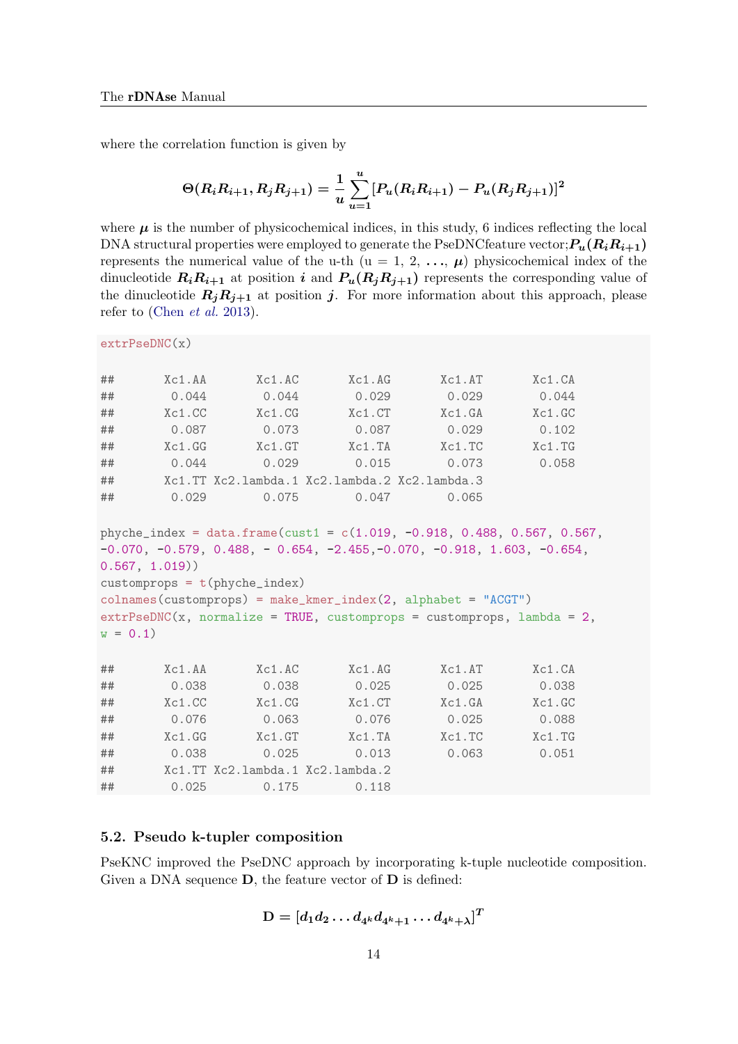where the correlation function is given by

$$\Theta(R_iR_{i+1}, R_jR_{j+1}) = \frac{1}{u}\sum_{u=1}^{u}[P_u(R_iR_{i+1}) - P_u(R_jR_{j+1})]^2$$

where $\mu$ is the number of physicochemical indices, in this study, 6 indices reflecting the local DNA structural properties were employed to generate the PseDNCfeature vector;$P_u(R_iR_{i+1})$ represents the numerical value of the u-th (u = 1, 2, $\ldots$, $\mu$) physicochemical index of the dinucleotide $R_iR_{i+1}$ at position $i$ and $P_u(R_jR_{j+1})$ represents the corresponding value of the dinucleotide $R_jR_{j+1}$ at position $j$. For more information about this approach, please refer to (Chen *et al.* 2013).

```
extrPseDNC(x)

##       Xc1.AA       Xc1.AC       Xc1.AG       Xc1.AT       Xc1.CA
##        0.044        0.044        0.029        0.029        0.044
##       Xc1.CC       Xc1.CG       Xc1.CT       Xc1.GA       Xc1.GC
##        0.087        0.073        0.087        0.029        0.102
##       Xc1.GG       Xc1.GT       Xc1.TA       Xc1.TC       Xc1.TG
##        0.044        0.029        0.015        0.073        0.058
##       Xc1.TT Xc2.lambda.1 Xc2.lambda.2 Xc2.lambda.3
##        0.029        0.075        0.047        0.065

phyche_index = data.frame(cust1 = c(1.019, -0.918, 0.488, 0.567, 0.567,
-0.070, -0.579, 0.488, - 0.654, -2.455,-0.070, -0.918, 1.603, -0.654,
0.567, 1.019))
customprops = t(phyche_index)
colnames(customprops) = make_kmer_index(2, alphabet = "ACGT")
extrPseDNC(x, normalize = TRUE, customprops = customprops, lambda = 2,
w = 0.1)

##       Xc1.AA       Xc1.AC       Xc1.AG       Xc1.AT       Xc1.CA
##        0.038        0.038        0.025        0.025        0.038
##       Xc1.CC       Xc1.CG       Xc1.CT       Xc1.GA       Xc1.GC
##        0.076        0.063        0.076        0.025        0.088
##       Xc1.GG       Xc1.GT       Xc1.TA       Xc1.TC       Xc1.TG
##        0.038        0.025        0.013        0.063        0.051
##       Xc1.TT Xc2.lambda.1 Xc2.lambda.2
##        0.025        0.175        0.118
```

### 5.2. Pseudo k-tupler composition

PseKNC improved the PseDNC approach by incorporating k-tuple nucleotide composition. Given a DNA sequence **D**, the feature vector of **D** is defined:

$$\mathbf{D} = [d_1 d_2 \ldots d_{4^k} d_{4^k+1} \ldots d_{4^k+\lambda}]^T$$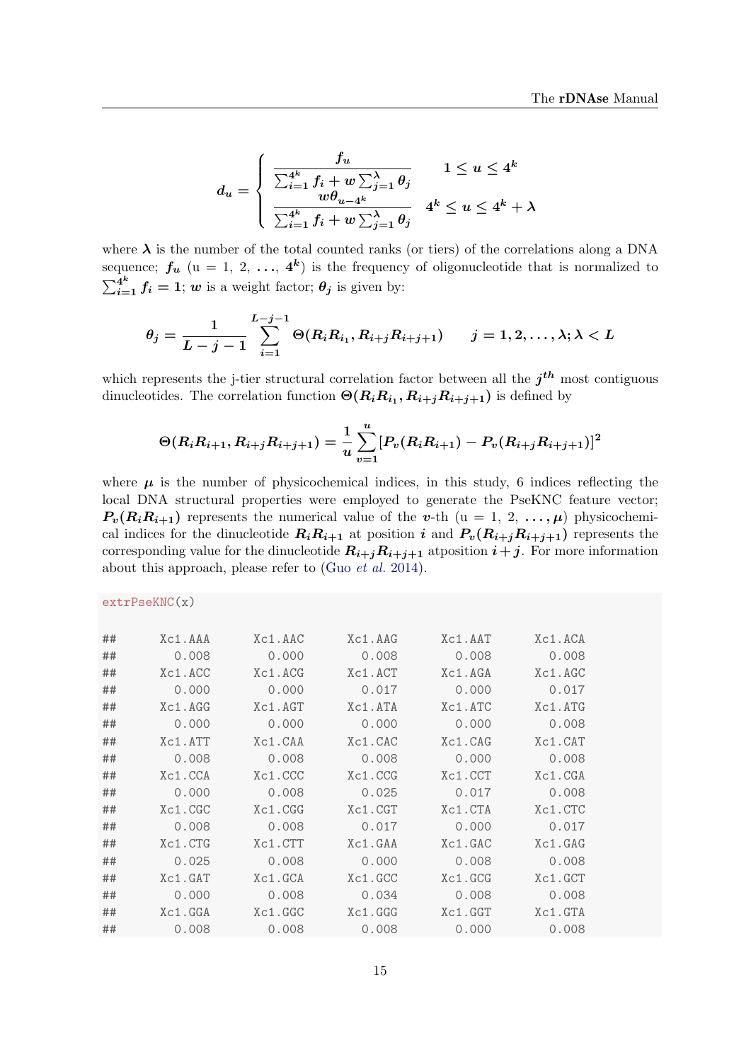$$d_u = \begin{cases} \dfrac{f_u}{\sum_{i=1}^{4^k} f_i + w \sum_{j=1}^{\lambda} \theta_j} & 1 \leq u \leq 4^k \\ \dfrac{w\theta_{u-4^k}}{\sum_{i=1}^{4^k} f_i + w \sum_{j=1}^{\lambda} \theta_j} & 4^k \leq u \leq 4^k + \lambda \end{cases}$$

where $\boldsymbol{\lambda}$ is the number of the total counted ranks (or tiers) of the correlations along a DNA sequence; $\boldsymbol{f_u}$ (u = 1, 2, ..., $4^k$) is the frequency of oligonucleotide that is normalized to $\sum_{i=1}^{4^k} f_i = 1$; $\boldsymbol{w}$ is a weight factor; $\boldsymbol{\theta_j}$ is given by:

$$\theta_j = \frac{1}{L-j-1} \sum_{i=1}^{L-j-1} \Theta(R_i R_{i_1}, R_{i+j} R_{i+j+1}) \qquad j = 1, 2, \ldots, \lambda; \lambda < L$$

which represents the j-tier structural correlation factor between all the $j^{th}$ most contiguous dinucleotides. The correlation function $\Theta(R_i R_{i_1}, R_{i+j} R_{i+j+1})$ is defined by

$$\Theta(R_i R_{i+1}, R_{i+j} R_{i+j+1}) = \frac{1}{u} \sum_{v=1}^{u} [P_v(R_i R_{i+1}) - P_v(R_{i+j} R_{i+j+1})]^2$$

where $\boldsymbol{\mu}$ is the number of physicochemical indices, in this study, 6 indices reflecting the local DNA structural properties were employed to generate the PseKNC feature vector; $P_v(R_i R_{i+1})$ represents the numerical value of the $\boldsymbol{v}$-th (u = 1, 2, ..., $\boldsymbol{\mu}$) physicochemical indices for the dinucleotide $R_i R_{i+1}$ at position $\boldsymbol{i}$ and $P_v(R_{i+j} R_{i+j+1})$ represents the corresponding value for the dinucleotide $R_{i+j} R_{i+j+1}$ atposition $\boldsymbol{i+j}$. For more information about this approach, please refer to (Guo *et al.* 2014).

```
extrPseKNC(x)
```

```
##    Xc1.AAA    Xc1.AAC    Xc1.AAG    Xc1.AAT    Xc1.ACA
##      0.008      0.000      0.008      0.008      0.008
##    Xc1.ACC    Xc1.ACG    Xc1.ACT    Xc1.AGA    Xc1.AGC
##      0.000      0.000      0.017      0.000      0.017
##    Xc1.AGG    Xc1.AGT    Xc1.ATA    Xc1.ATC    Xc1.ATG
##      0.000      0.000      0.000      0.000      0.008
##    Xc1.ATT    Xc1.CAA    Xc1.CAC    Xc1.CAG    Xc1.CAT
##      0.008      0.008      0.008      0.000      0.008
##    Xc1.CCA    Xc1.CCC    Xc1.CCG    Xc1.CCT    Xc1.CGA
##      0.000      0.008      0.025      0.017      0.008
##    Xc1.CGC    Xc1.CGG    Xc1.CGT    Xc1.CTA    Xc1.CTC
##      0.008      0.008      0.017      0.000      0.017
##    Xc1.CTG    Xc1.CTT    Xc1.GAA    Xc1.GAC    Xc1.GAG
##      0.025      0.008      0.000      0.008      0.008
##    Xc1.GAT    Xc1.GCA    Xc1.GCC    Xc1.GCG    Xc1.GCT
##      0.000      0.008      0.034      0.008      0.008
##    Xc1.GGA    Xc1.GGC    Xc1.GGG    Xc1.GGT    Xc1.GTA
##      0.008      0.008      0.008      0.000      0.008
```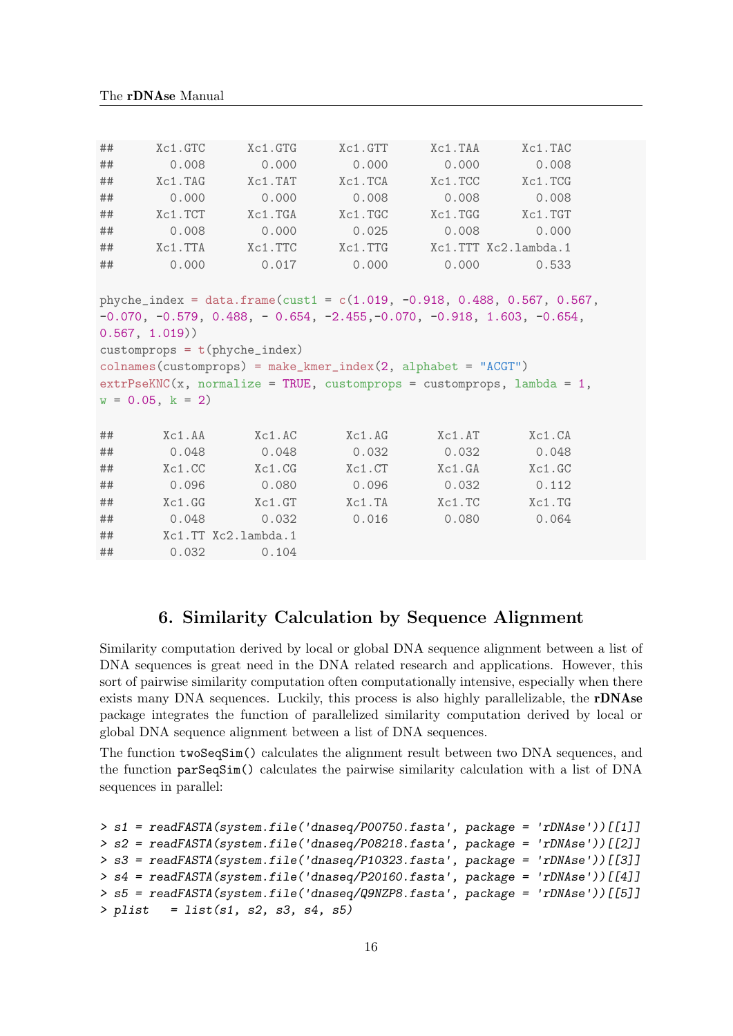```
##      Xc1.GTC      Xc1.GTG      Xc1.GTT      Xc1.TAA      Xc1.TAC
##        0.008        0.000        0.000        0.000        0.008
##      Xc1.TAG      Xc1.TAT      Xc1.TCA      Xc1.TCC      Xc1.TCG
##        0.000        0.000        0.008        0.008        0.008
##      Xc1.TCT      Xc1.TGA      Xc1.TGC      Xc1.TGG      Xc1.TGT
##        0.008        0.000        0.025        0.008        0.000
##      Xc1.TTA      Xc1.TTC      Xc1.TTG      Xc1.TTT Xc2.lambda.1
##        0.000        0.017        0.000        0.000        0.533

phyche_index = data.frame(cust1 = c(1.019, -0.918, 0.488, 0.567, 0.567,
-0.070, -0.579, 0.488, - 0.654, -2.455,-0.070, -0.918, 1.603, -0.654,
0.567, 1.019))
customprops = t(phyche_index)
colnames(customprops) = make_kmer_index(2, alphabet = "ACGT")
extrPseKNC(x, normalize = TRUE, customprops = customprops, lambda = 1,
w = 0.05, k = 2)

##       Xc1.AA       Xc1.AC       Xc1.AG       Xc1.AT       Xc1.CA
##        0.048        0.048        0.032        0.032        0.048
##       Xc1.CC       Xc1.CG       Xc1.CT       Xc1.GA       Xc1.GC
##        0.096        0.080        0.096        0.032        0.112
##       Xc1.GG       Xc1.GT       Xc1.TA       Xc1.TC       Xc1.TG
##        0.048        0.032        0.016        0.080        0.064
##       Xc1.TT Xc2.lambda.1
##        0.032        0.104
```

## 6. Similarity Calculation by Sequence Alignment

Similarity computation derived by local or global DNA sequence alignment between a list of DNA sequences is great need in the DNA related research and applications. However, this sort of pairwise similarity computation often computationally intensive, especially when there exists many DNA sequences. Luckily, this process is also highly parallelizable, the **rDNAse** package integrates the function of parallelized similarity computation derived by local or global DNA sequence alignment between a list of DNA sequences.

The function `twoSeqSim()` calculates the alignment result between two DNA sequences, and the function `parSeqSim()` calculates the pairwise similarity calculation with a list of DNA sequences in parallel:

```
> s1 = readFASTA(system.file('dnaseq/P00750.fasta', package = 'rDNAse'))[[1]]
> s2 = readFASTA(system.file('dnaseq/P08218.fasta', package = 'rDNAse'))[[2]]
> s3 = readFASTA(system.file('dnaseq/P10323.fasta', package = 'rDNAse'))[[3]]
> s4 = readFASTA(system.file('dnaseq/P20160.fasta', package = 'rDNAse'))[[4]]
> s5 = readFASTA(system.file('dnaseq/Q9NZP8.fasta', package = 'rDNAse'))[[5]]
> plist   = list(s1, s2, s3, s4, s5)
```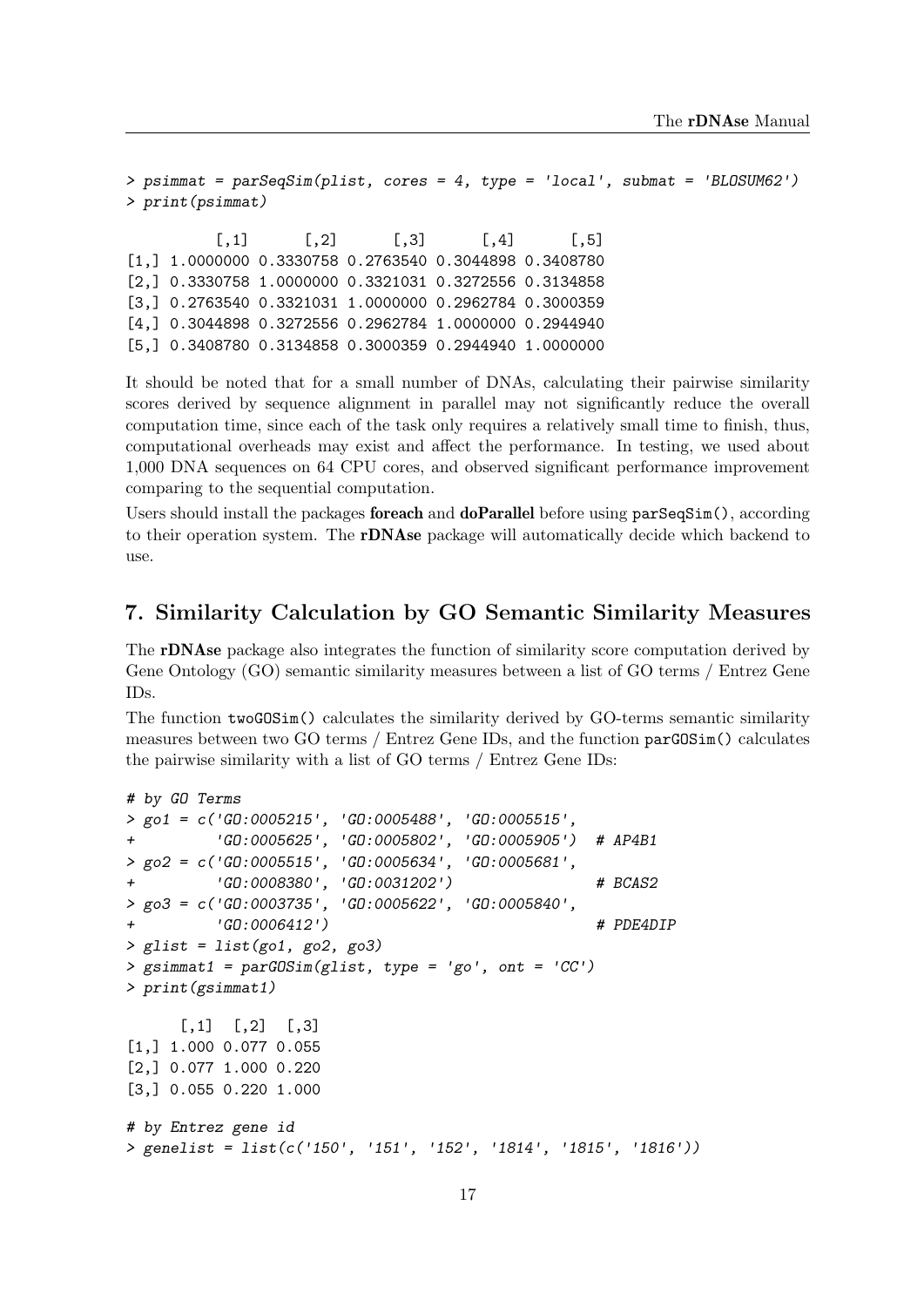```
> psimmat = parSeqSim(plist, cores = 4, type = 'local', submat = 'BLOSUM62')
> print(psimmat)

          [,1]      [,2]      [,3]      [,4]      [,5]
[1,] 1.0000000 0.3330758 0.2763540 0.3044898 0.3408780
[2,] 0.3330758 1.0000000 0.3321031 0.3272556 0.3134858
[3,] 0.2763540 0.3321031 1.0000000 0.2962784 0.3000359
[4,] 0.3044898 0.3272556 0.2962784 1.0000000 0.2944940
[5,] 0.3408780 0.3134858 0.3000359 0.2944940 1.0000000
```

It should be noted that for a small number of DNAs, calculating their pairwise similarity scores derived by sequence alignment in parallel may not significantly reduce the overall computation time, since each of the task only requires a relatively small time to finish, thus, computational overheads may exist and affect the performance. In testing, we used about 1,000 DNA sequences on 64 CPU cores, and observed significant performance improvement comparing to the sequential computation.

Users should install the packages **foreach** and **doParallel** before using `parSeqSim()`, according to their operation system. The **rDNAse** package will automatically decide which backend to use.

## 7. Similarity Calculation by GO Semantic Similarity Measures

The **rDNAse** package also integrates the function of similarity score computation derived by Gene Ontology (GO) semantic similarity measures between a list of GO terms / Entrez Gene IDs.

The function `twoGOSim()` calculates the similarity derived by GO-terms semantic similarity measures between two GO terms / Entrez Gene IDs, and the function `parGOSim()` calculates the pairwise similarity with a list of GO terms / Entrez Gene IDs:

```
# by GO Terms
> go1 = c('GO:0005215', 'GO:0005488', 'GO:0005515',
+         'GO:0005625', 'GO:0005802', 'GO:0005905')  # AP4B1
> go2 = c('GO:0005515', 'GO:0005634', 'GO:0005681',
+         'GO:0008380', 'GO:0031202')                # BCAS2
> go3 = c('GO:0003735', 'GO:0005622', 'GO:0005840',
+         'GO:0006412')                              # PDE4DIP
> glist = list(go1, go2, go3)
> gsimmat1 = parGOSim(glist, type = 'go', ont = 'CC')
> print(gsimmat1)

      [,1]  [,2]  [,3]
[1,] 1.000 0.077 0.055
[2,] 0.077 1.000 0.220
[3,] 0.055 0.220 1.000

# by Entrez gene id
> genelist = list(c('150', '151', '152', '1814', '1815', '1816'))
```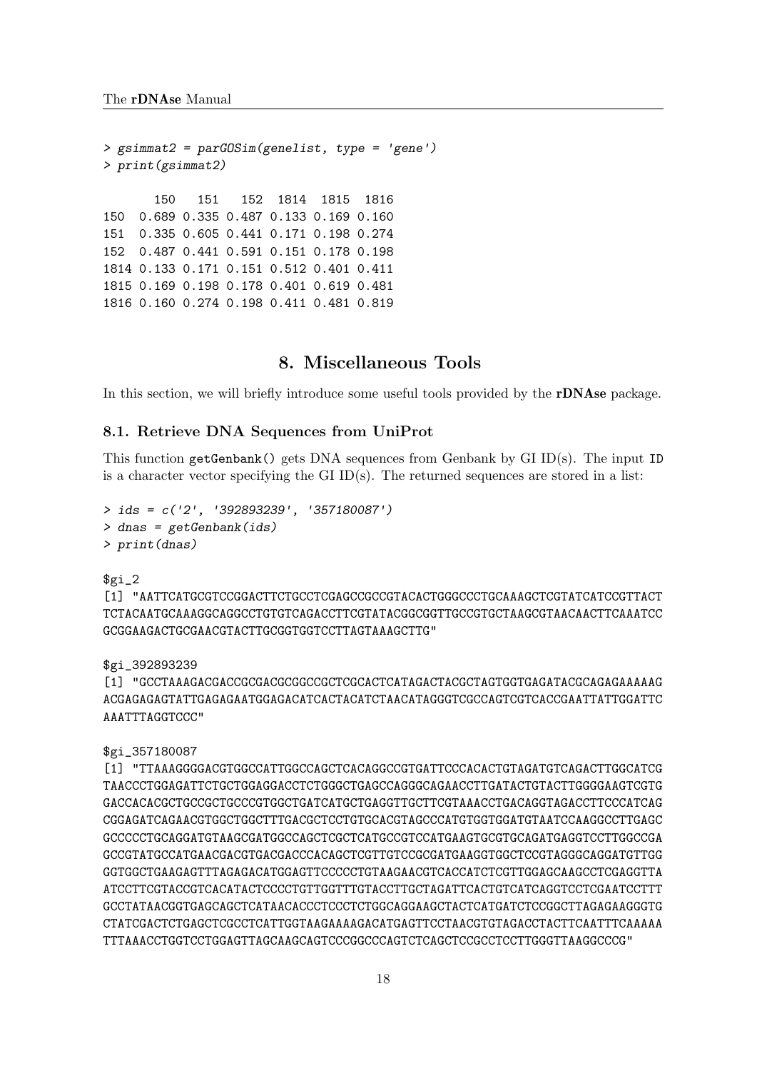```
> gsimmat2 = parGOSim(genelist, type = 'gene')
> print(gsimmat2)

       150   151   152  1814  1815  1816
150  0.689 0.335 0.487 0.133 0.169 0.160
151  0.335 0.605 0.441 0.171 0.198 0.274
152  0.487 0.441 0.591 0.151 0.178 0.198
1814 0.133 0.171 0.151 0.512 0.401 0.411
1815 0.169 0.198 0.178 0.401 0.619 0.481
1816 0.160 0.274 0.198 0.411 0.481 0.819
```

# 8. Miscellaneous Tools

In this section, we will briefly introduce some useful tools provided by the **rDNAse** package.

## 8.1. Retrieve DNA Sequences from UniProt

This function `getGenbank()` gets DNA sequences from Genbank by GI ID(s). The input `ID` is a character vector specifying the GI ID(s). The returned sequences are stored in a list:

```
> ids = c('2', '392893239', '357180087')
> dnas = getGenbank(ids)
> print(dnas)

$gi_2
[1] "AATTCATGCGTCCGGACTTCTGCCTCGAGCCGCCGTACACTGGGCCCTGCAAAGCTCGTATCATCCGTTACT
TCTACAATGCAAAGGCAGGCCTGTGTCAGACCTTCGTATACGGCGGTTGCCGTGCTAAGCGTAACAACTTCAAATCC
GCGGAAGACTGCGAACGTACTTGCGGTGGTCCTTAGTAAAGCTTG"

$gi_392893239
[1] "GCCTAAAGACGACCGCGACGCGGCCGCTCGCACTCATAGACTACGCTAGTGGTGAGATACGCAGAGAAAAAG
ACGAGAGAGTATTGAGAGAATGGAGACATCACTACATCTAACATAGGGTCGCCAGTCGTCACCGAATTATTGGATTC
AAATTTAGGTCCC"

$gi_357180087
[1] "TTAAAGGGGACGTGGCCATTGGCCAGCTCACAGGCCGTGATTCCCACACTGTAGATGTCAGACTTGGCATCG
TAACCCTGGAGATTCTGCTGGAGGACCTCTGGGCTGAGCCAGGGCAGAACCTTGATACTGTACTTGGGGAAGTCGTG
GACCACACGCTGCCGCTGCCCGTGGCTGATCATGCTGAGGTTGCTTCGTAAACCTGACAGGTAGACCTTCCCATCAG
CGGAGATCAGAACGTGGCTGGCTTTGACGCTCCTGTGCACGTAGCCCATGTGGTGGATGTAATCCAAGGCCTTGAGC
GCCCCCTGCAGGATGTAAGCGATGGCCAGCTCGCTCATGCCGTCCATGAAGTGCGTGCAGATGAGGTCCTTGGCCGA
GCCGTATGCCATGAACGACGTGACGACCCACAGCTCGTTGTCCGCGATGAAGGTGGCTCCGTAGGGCAGGATGTTGG
GGTGGCTGAAGAGTTTAGAGACATGGAGTTCCCCCTGTAAGAACGTCACCATCTCGTTGGAGCAAGCCTCGAGGTTA
ATCCTTCGTACCGTCACATACTCCCCTGTTGGTTTGTACCTTGCTAGATTCACTGTCATCAGGTCCTCGAATCCTTT
GCCTATAACGGTGAGCAGCTCATAACACCCTCCCTCTGGCAGGAAGCTACTCATGATCTCCGGCTTAGAGAAGGGTG
CTATCGACTCTGAGCTCGCCTCATTGGTAAGAAAAGACATGAGTTCCTAACGTGTAGACCTACTTCAATTTCAAAAA
TTTAAACCTGGTCCTGGAGTTAGCAAGCAGTCCCGGCCCAGTCTCAGCTCCGCCTCCTTGGGTTAAGGCCCG"
```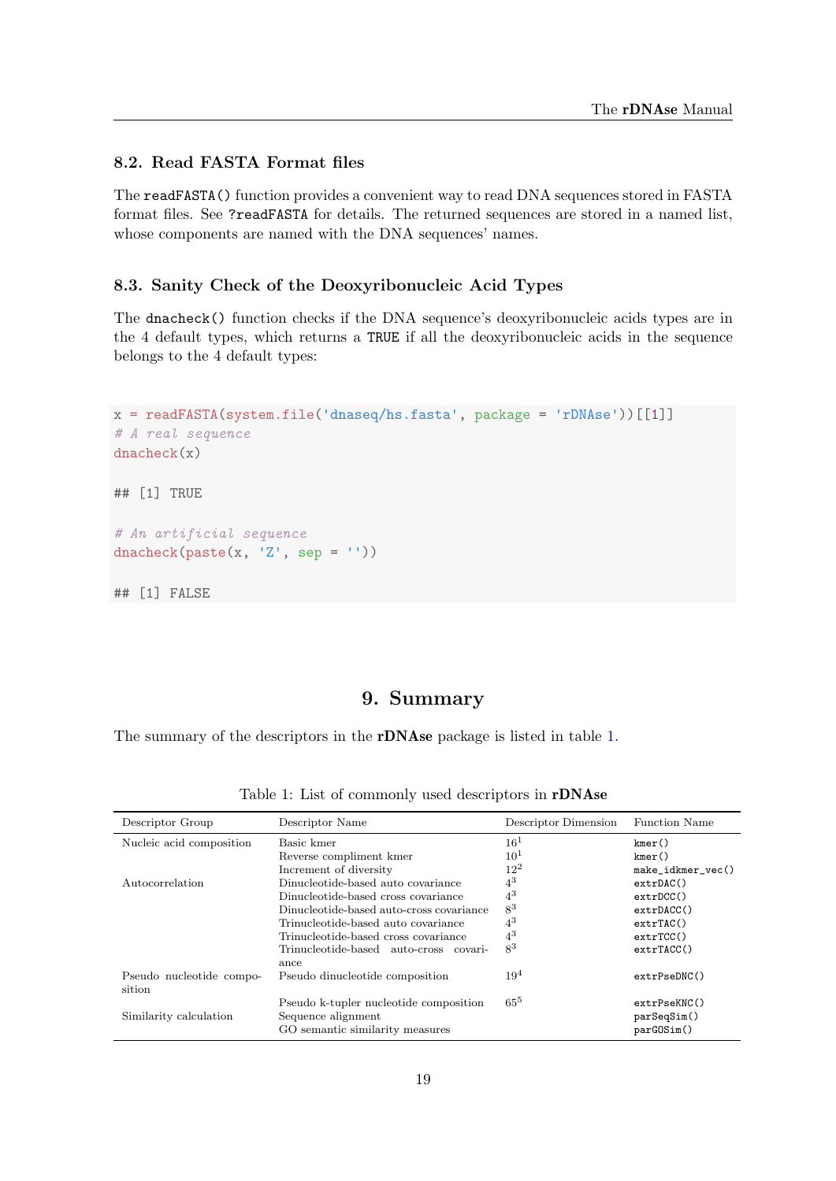### 8.2. Read FASTA Format files

The `readFASTA()` function provides a convenient way to read DNA sequences stored in FASTA format files. See `?readFASTA` for details. The returned sequences are stored in a named list, whose components are named with the DNA sequences' names.

### 8.3. Sanity Check of the Deoxyribonucleic Acid Types

The `dnacheck()` function checks if the DNA sequence's deoxyribonucleic acids types are in the 4 default types, which returns a `TRUE` if all the deoxyribonucleic acids in the sequence belongs to the 4 default types:

```
x = readFASTA(system.file('dnaseq/hs.fasta', package = 'rDNAse'))[[1]]
# A real sequence
dnacheck(x)

## [1] TRUE

# An artificial sequence
dnacheck(paste(x, 'Z', sep = ''))

## [1] FALSE
```

## 9. Summary

The summary of the descriptors in the **rDNAse** package is listed in table 1.

Table 1: List of commonly used descriptors in **rDNAse**

| Descriptor Group | Descriptor Name | Descriptor Dimension | Function Name |
|---|---|---|---|
| Nucleic acid composition | Basic kmer | $16^1$ | `kmer()` |
| | Reverse compliment kmer | $10^1$ | `kmer()` |
| | Increment of diversity | $12^2$ | `make_idkmer_vec()` |
| Autocorrelation | Dinucleotide-based auto covariance | $4^3$ | `extrDAC()` |
| | Dinucleotide-based cross covariance | $4^3$ | `extrDCC()` |
| | Dinucleotide-based auto-cross covariance | $8^3$ | `extrDACC()` |
| | Trinucleotide-based auto covariance | $4^3$ | `extrTAC()` |
| | Trinucleotide-based cross covariance | $4^3$ | `extrTCC()` |
| | Trinucleotide-based auto-cross covariance | $8^3$ | `extrTACC()` |
| Pseudo nucleotide composition | Pseudo dinucleotide composition | $19^4$ | `extrPseDNC()` |
| | Pseudo k-tupler nucleotide composition | $65^5$ | `extrPseKNC()` |
| Similarity calculation | Sequence alignment | | `parSeqSim()` |
| | GO semantic similarity measures | | `parGOSim()` |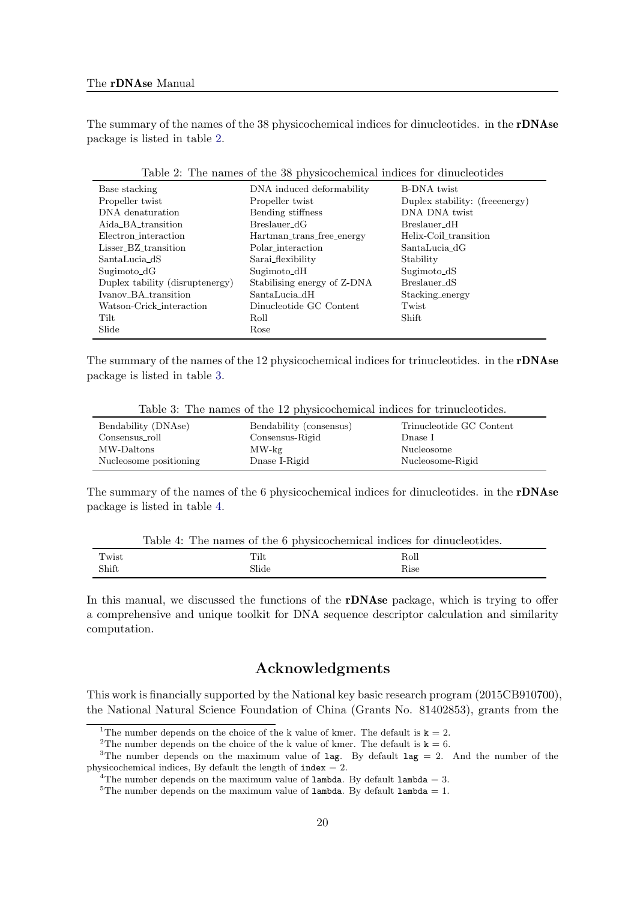The summary of the names of the 38 physicochemical indices for dinucleotides. in the **rDNAse** package is listed in table 2.

Table 2: The names of the 38 physicochemical indices for dinucleotides

| | | |
|---|---|---|
| Base stacking | DNA induced deformability | B-DNA twist |
| Propeller twist | Propeller twist | Duplex stability: (freeenergy) |
| DNA denaturation | Bending stiffness | DNA DNA twist |
| Aida_BA_transition | Breslauer_dG | Breslauer_dH |
| Electron_interaction | Hartman_trans_free_energy | Helix-Coil_transition |
| Lisser_BZ_transition | Polar_interaction | SantaLucia_dG |
| SantaLucia_dS | Sarai_flexibility | Stability |
| Sugimoto_dG | Sugimoto_dH | Sugimoto_dS |
| Duplex tability (disruptenergy) | Stabilising energy of Z-DNA | Breslauer_dS |
| Ivanov_BA_transition | SantaLucia_dH | Stacking_energy |
| Watson-Crick_interaction | Dinucleotide GC Content | Twist |
| Tilt | Roll | Shift |
| Slide | Rose | |

The summary of the names of the 12 physicochemical indices for trinucleotides. in the **rDNAse** package is listed in table 3.

Table 3: The names of the 12 physicochemical indices for trinucleotides.

| | | |
|---|---|---|
| Bendability (DNAse) | Bendability (consensus) | Trinucleotide GC Content |
| Consensus_roll | Consensus-Rigid | Dnase I |
| MW-Daltons | MW-kg | Nucleosome |
| Nucleosome positioning | Dnase I-Rigid | Nucleosome-Rigid |

The summary of the names of the 6 physicochemical indices for dinucleotides. in the **rDNAse** package is listed in table 4.

Table 4: The names of the 6 physicochemical indices for dinucleotides.

| | | |
|---|---|---|
| Twist | Tilt | Roll |
| Shift | Slide | Rise |

In this manual, we discussed the functions of the **rDNAse** package, which is trying to offer a comprehensive and unique toolkit for DNA sequence descriptor calculation and similarity computation.

## Acknowledgments

This work is financially supported by the National key basic research program (2015CB910700), the National Natural Science Foundation of China (Grants No. 81402853), grants from the

[1]The number depends on the choice of the k value of kmer. The default is `k` = 2.

[2]The number depends on the choice of the k value of kmer. The default is `k` = 6.

[3]The number depends on the maximum value of `lag`. By default `lag` = 2. And the number of the physicochemical indices, By default the length of `index` = 2.

[4]The number depends on the maximum value of `lambda`. By default `lambda` = 3.

[5]The number depends on the maximum value of `lambda`. By default `lambda` = 1.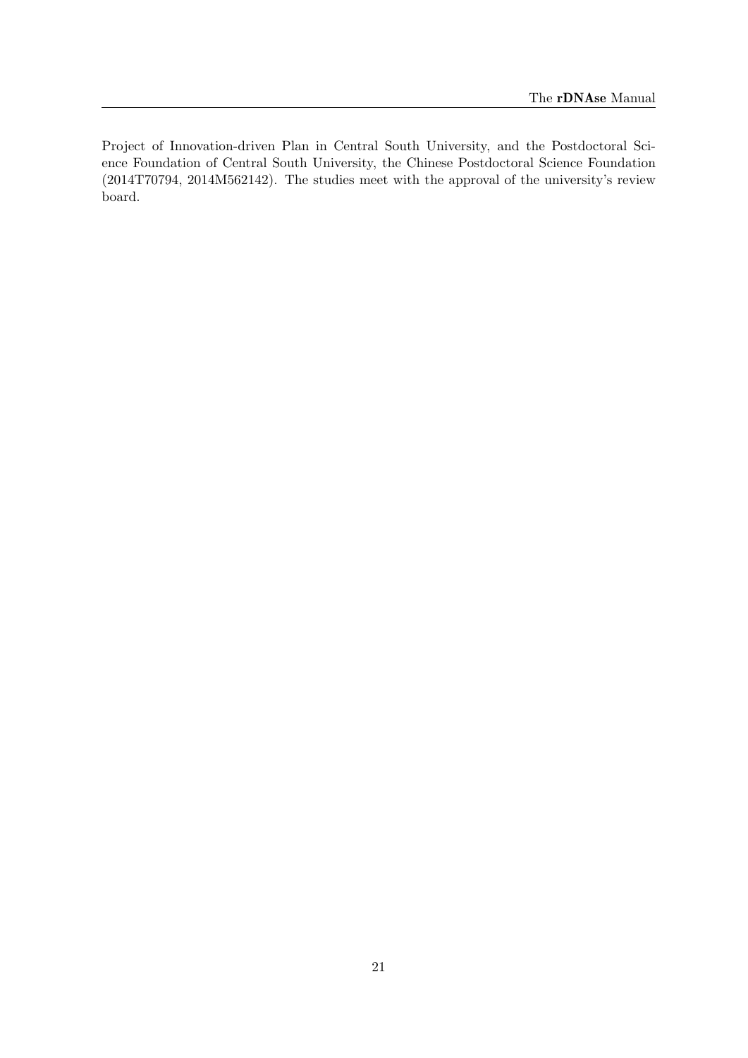Project of Innovation-driven Plan in Central South University, and the Postdoctoral Science Foundation of Central South University, the Chinese Postdoctoral Science Foundation (2014T70794, 2014M562142). The studies meet with the approval of the university's review board.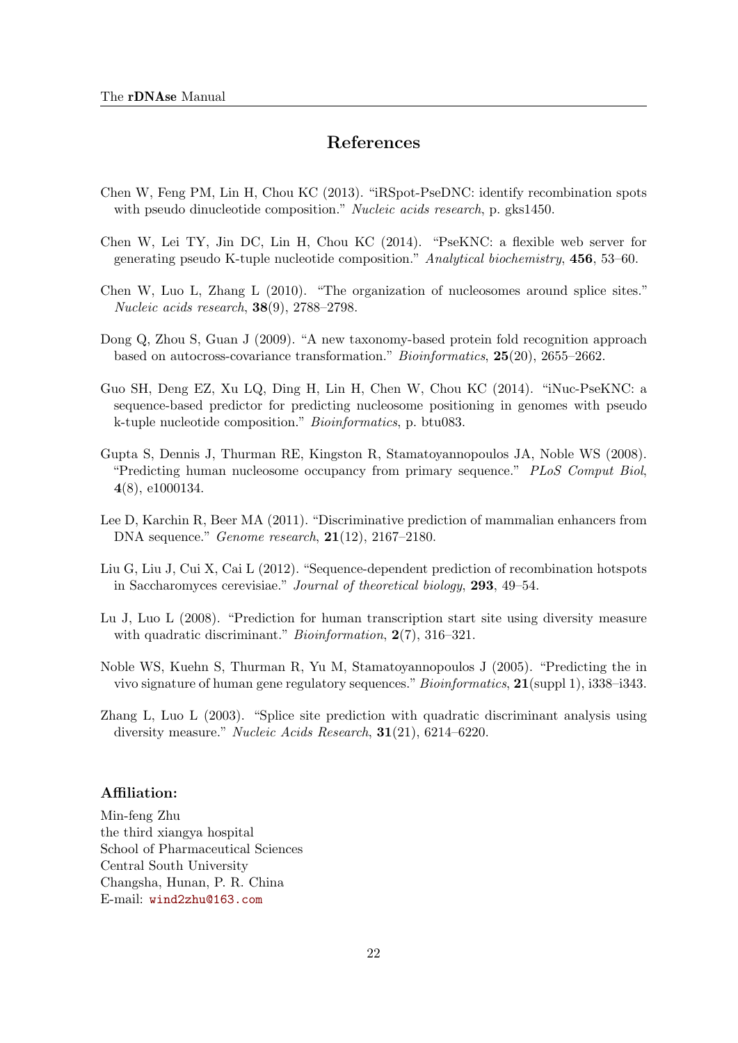# References

Chen W, Feng PM, Lin H, Chou KC (2013). "iRSpot-PseDNC: identify recombination spots with pseudo dinucleotide composition." *Nucleic acids research*, p. gks1450.

Chen W, Lei TY, Jin DC, Lin H, Chou KC (2014). "PseKNC: a flexible web server for generating pseudo K-tuple nucleotide composition." *Analytical biochemistry*, **456**, 53–60.

Chen W, Luo L, Zhang L (2010). "The organization of nucleosomes around splice sites." *Nucleic acids research*, **38**(9), 2788–2798.

Dong Q, Zhou S, Guan J (2009). "A new taxonomy-based protein fold recognition approach based on autocross-covariance transformation." *Bioinformatics*, **25**(20), 2655–2662.

Guo SH, Deng EZ, Xu LQ, Ding H, Lin H, Chen W, Chou KC (2014). "iNuc-PseKNC: a sequence-based predictor for predicting nucleosome positioning in genomes with pseudo k-tuple nucleotide composition." *Bioinformatics*, p. btu083.

Gupta S, Dennis J, Thurman RE, Kingston R, Stamatoyannopoulos JA, Noble WS (2008). "Predicting human nucleosome occupancy from primary sequence." *PLoS Comput Biol*, **4**(8), e1000134.

Lee D, Karchin R, Beer MA (2011). "Discriminative prediction of mammalian enhancers from DNA sequence." *Genome research*, **21**(12), 2167–2180.

Liu G, Liu J, Cui X, Cai L (2012). "Sequence-dependent prediction of recombination hotspots in Saccharomyces cerevisiae." *Journal of theoretical biology*, **293**, 49–54.

Lu J, Luo L (2008). "Prediction for human transcription start site using diversity measure with quadratic discriminant." *Bioinformation*, **2**(7), 316–321.

Noble WS, Kuehn S, Thurman R, Yu M, Stamatoyannopoulos J (2005). "Predicting the in vivo signature of human gene regulatory sequences." *Bioinformatics*, **21**(suppl 1), i338–i343.

Zhang L, Luo L (2003). "Splice site prediction with quadratic discriminant analysis using diversity measure." *Nucleic Acids Research*, **31**(21), 6214–6220.

### Affiliation:

Min-feng Zhu  
the third xiangya hospital  
School of Pharmaceutical Sciences  
Central South University  
Changsha, Hunan, P. R. China  
E-mail: wind2zhu@163.com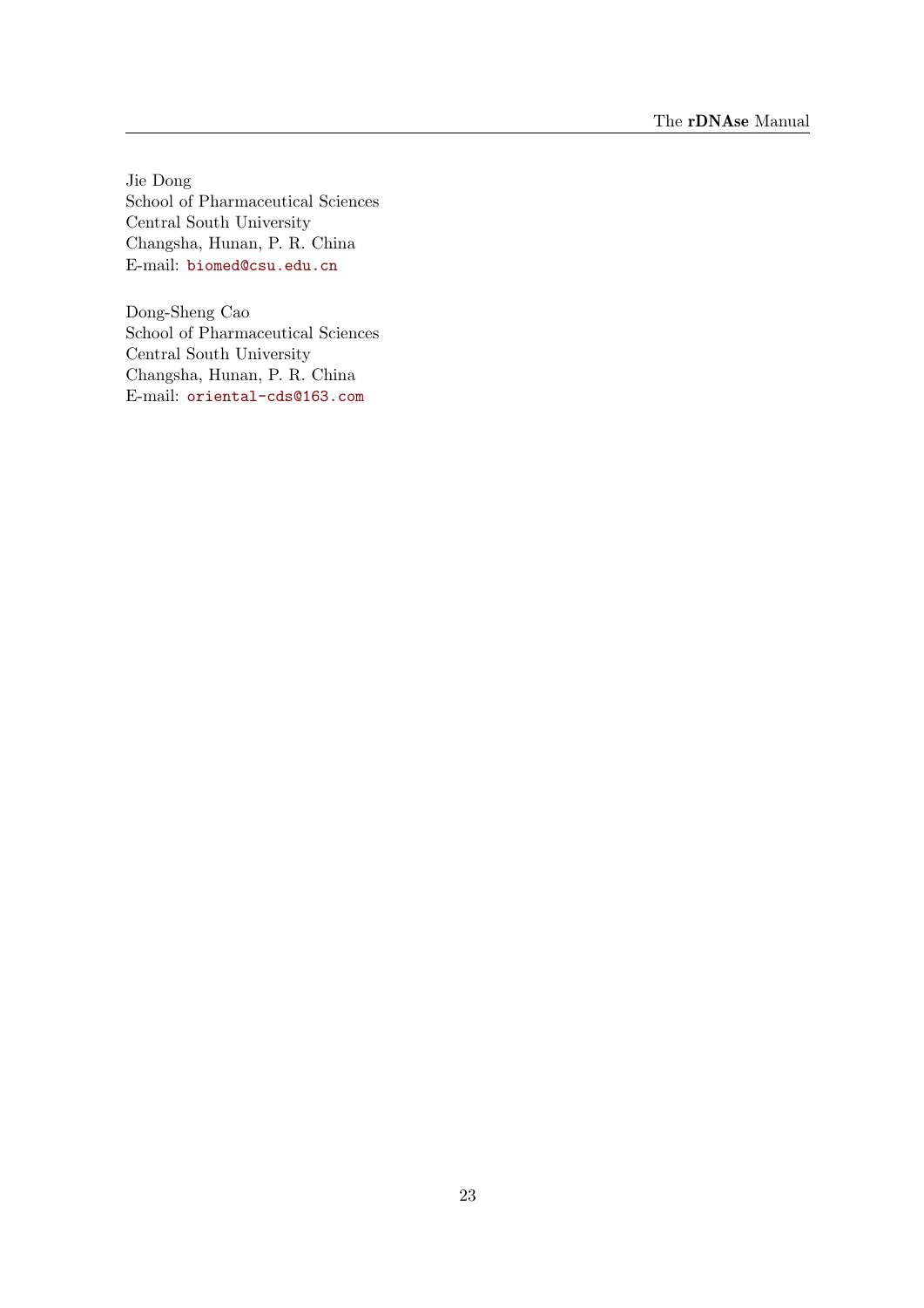Jie Dong  
School of Pharmaceutical Sciences  
Central South University  
Changsha, Hunan, P. R. China  
E-mail: biomed@csu.edu.cn

Dong-Sheng Cao  
School of Pharmaceutical Sciences  
Central South University  
Changsha, Hunan, P. R. China  
E-mail: oriental-cds@163.com